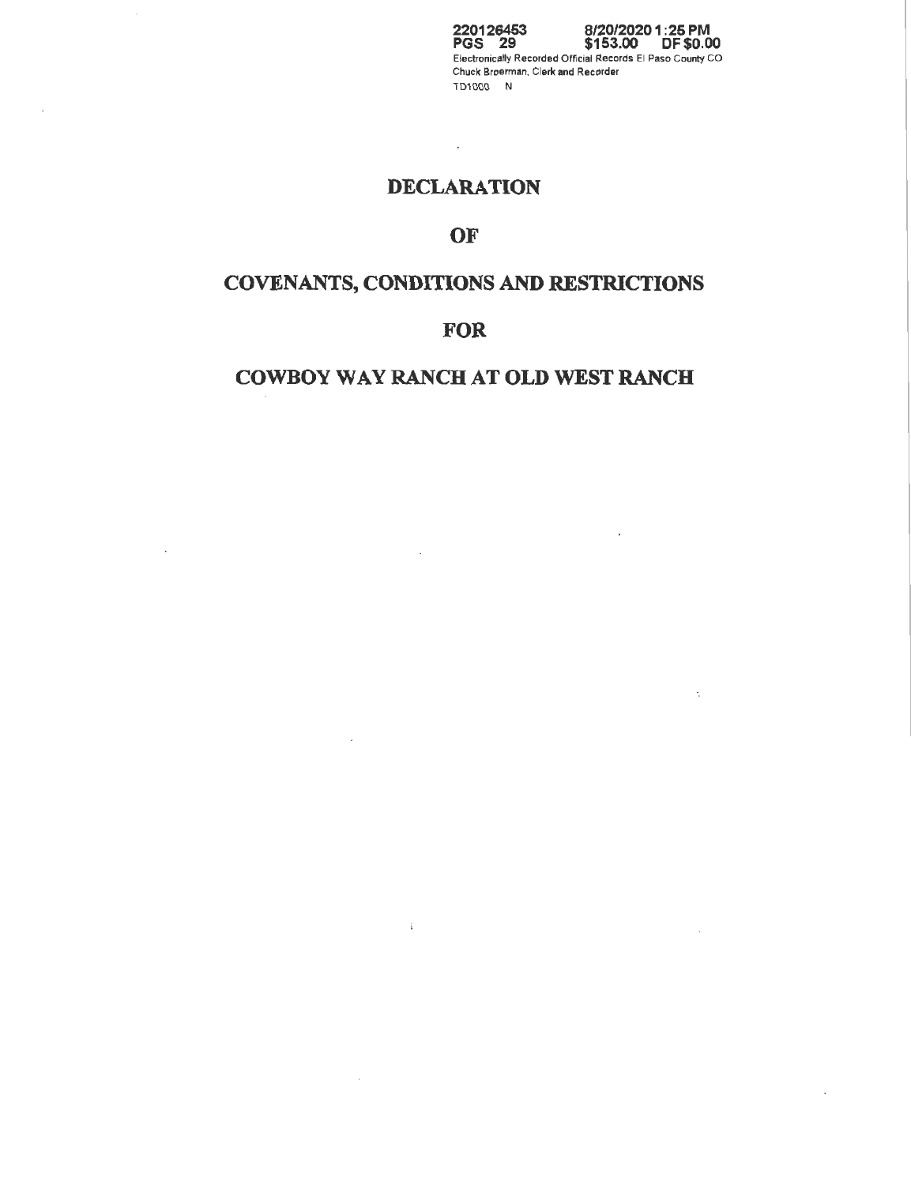220126453 8/20/2020 1:25 PM
PGS 29 $153.00 DF $0.00
Electronically Recorded Official Records El Paso County CO
Chuck Broerman, Clerk and Recorder
TD1000 N

# DECLARATION

# OF

# COVENANTS, CONDITIONS AND RESTRICTIONS

# FOR

# COWBOY WAY RANCH AT OLD WEST RANCH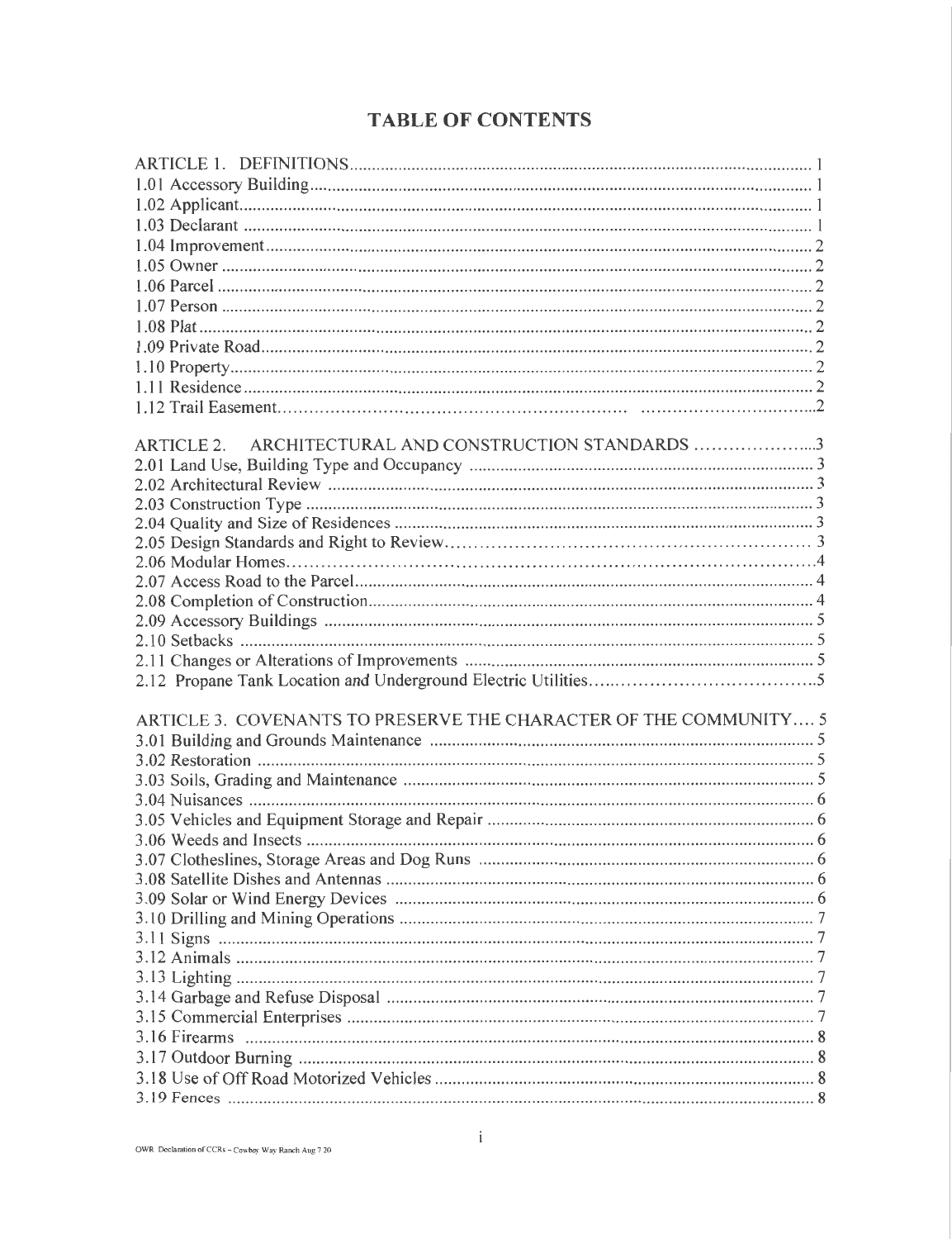# TABLE OF CONTENTS

| | |
|---|---|
| ARTICLE 1. DEFINITIONS | 1 |
| 1.01 Accessory Building | 1 |
| 1.02 Applicant | 1 |
| 1.03 Declarant | 1 |
| 1.04 Improvement | 2 |
| 1.05 Owner | 2 |
| 1.06 Parcel | 2 |
| 1.07 Person | 2 |
| 1.08 Plat | 2 |
| 1.09 Private Road | 2 |
| 1.10 Property | 2 |
| 1.11 Residence | 2 |
| 1.12 Trail Easement | 2 |
| | |
| ARTICLE 2. ARCHITECTURAL AND CONSTRUCTION STANDARDS | 3 |
| 2.01 Land Use, Building Type and Occupancy | 3 |
| 2.02 Architectural Review | 3 |
| 2.03 Construction Type | 3 |
| 2.04 Quality and Size of Residences | 3 |
| 2.05 Design Standards and Right to Review | 3 |
| 2.06 Modular Homes | 4 |
| 2.07 Access Road to the Parcel | 4 |
| 2.08 Completion of Construction | 4 |
| 2.09 Accessory Buildings | 5 |
| 2.10 Setbacks | 5 |
| 2.11 Changes or Alterations of Improvements | 5 |
| 2.12 Propane Tank Location and Underground Electric Utilities | 5 |
| | |
| ARTICLE 3. COVENANTS TO PRESERVE THE CHARACTER OF THE COMMUNITY | 5 |
| 3.01 Building and Grounds Maintenance | 5 |
| 3.02 Restoration | 5 |
| 3.03 Soils, Grading and Maintenance | 5 |
| 3.04 Nuisances | 6 |
| 3.05 Vehicles and Equipment Storage and Repair | 6 |
| 3.06 Weeds and Insects | 6 |
| 3.07 Clotheslines, Storage Areas and Dog Runs | 6 |
| 3.08 Satellite Dishes and Antennas | 6 |
| 3.09 Solar or Wind Energy Devices | 6 |
| 3.10 Drilling and Mining Operations | 7 |
| 3.11 Signs | 7 |
| 3.12 Animals | 7 |
| 3.13 Lighting | 7 |
| 3.14 Garbage and Refuse Disposal | 7 |
| 3.15 Commercial Enterprises | 7 |
| 3.16 Firearms | 8 |
| 3.17 Outdoor Burning | 8 |
| 3.18 Use of Off Road Motorized Vehicles | 8 |
| 3.19 Fences | 8 |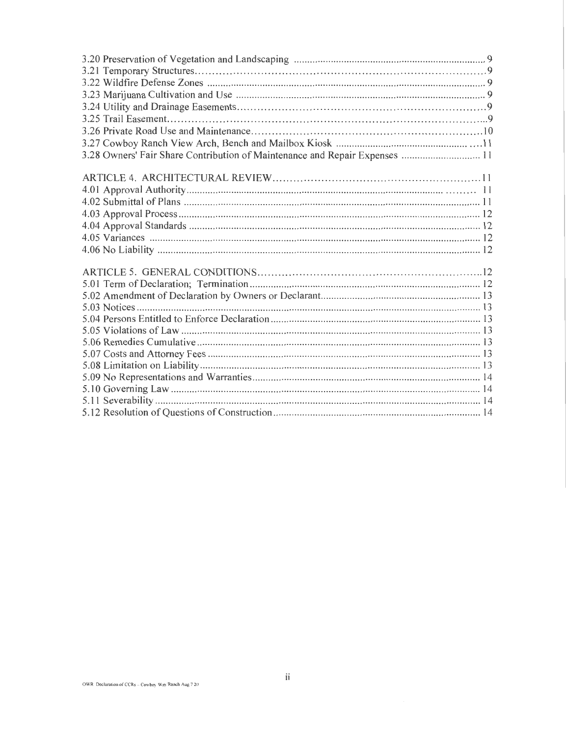3.20 Preservation of Vegetation and Landscaping ............................................................................ 9
3.21 Temporary Structures.................................................................................................................. 9
3.22 Wildfire Defense Zones ............................................................................................................. 9
3.23 Marijuana Cultivation and Use ................................................................................................. 9
3.24 Utility and Drainage Easements................................................................................................. 9
3.25 Trail Easement............................................................................................................................ 9
3.26 Private Road Use and Maintenance........................................................................................... 10
3.27 Cowboy Ranch View Arch, Bench and Mailbox Kiosk ............................................................ 11
3.28 Owners' Fair Share Contribution of Maintenance and Repair Expenses ................................. 11

ARTICLE 4. ARCHITECTURAL REVIEW.................................................................................. 11
4.01 Approval Authority.................................................................................................................. 11
4.02 Submittal of Plans .................................................................................................................... 11
4.03 Approval Process...................................................................................................................... 12
4.04 Approval Standards .................................................................................................................. 12
4.05 Variances .................................................................................................................................. 12
4.06 No Liability .............................................................................................................................. 12

ARTICLE 5. GENERAL CONDITIONS......................................................................................... 12
5.01 Term of Declaration; Termination ........................................................................................... 12
5.02 Amendment of Declaration by Owners or Declarant............................................................... 13
5.03 Notices ...................................................................................................................................... 13
5.04 Persons Entitled to Enforce Declaration .................................................................................. 13
5.05 Violations of Law ..................................................................................................................... 13
5.06 Remedies Cumulative ............................................................................................................... 13
5.07 Costs and Attorney Fees ........................................................................................................... 13
5.08 Limitation on Liability.............................................................................................................. 13
5.09 No Representations and Warranties.......................................................................................... 14
5.10 Governing Law ......................................................................................................................... 14
5.11 Severability ............................................................................................................................... 14
5.12 Resolution of Questions of Construction.................................................................................. 14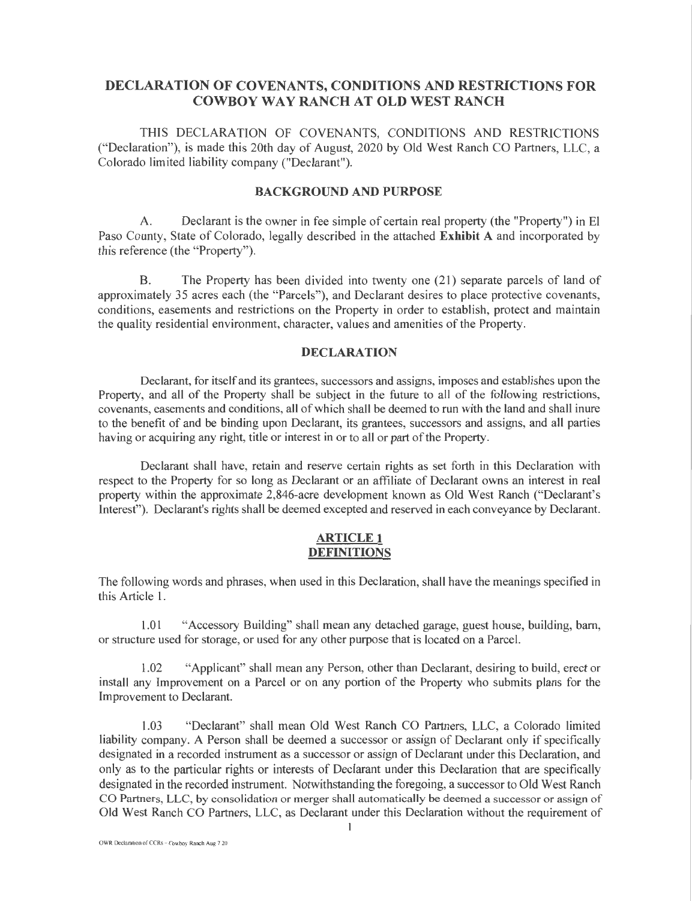# DECLARATION OF COVENANTS, CONDITIONS AND RESTRICTIONS FOR COWBOY WAY RANCH AT OLD WEST RANCH

THIS DECLARATION OF COVENANTS, CONDITIONS AND RESTRICTIONS ("Declaration"), is made this 20th day of August, 2020 by Old West Ranch CO Partners, LLC, a Colorado limited liability company ("Declarant").

## BACKGROUND AND PURPOSE

A. Declarant is the owner in fee simple of certain real property (the "Property") in El Paso County, State of Colorado, legally described in the attached **Exhibit A** and incorporated by this reference (the "Property").

B. The Property has been divided into twenty one (21) separate parcels of land of approximately 35 acres each (the "Parcels"), and Declarant desires to place protective covenants, conditions, easements and restrictions on the Property in order to establish, protect and maintain the quality residential environment, character, values and amenities of the Property.

## DECLARATION

Declarant, for itself and its grantees, successors and assigns, imposes and establishes upon the Property, and all of the Property shall be subject in the future to all of the following restrictions, covenants, easements and conditions, all of which shall be deemed to run with the land and shall inure to the benefit of and be binding upon Declarant, its grantees, successors and assigns, and all parties having or acquiring any right, title or interest in or to all or part of the Property.

Declarant shall have, retain and reserve certain rights as set forth in this Declaration with respect to the Property for so long as Declarant or an affiliate of Declarant owns an interest in real property within the approximate 2,846-acre development known as Old West Ranch ("Declarant's Interest"). Declarant's rights shall be deemed excepted and reserved in each conveyance by Declarant.

## ARTICLE 1
## DEFINITIONS

The following words and phrases, when used in this Declaration, shall have the meanings specified in this Article 1.

1.01 "Accessory Building" shall mean any detached garage, guest house, building, barn, or structure used for storage, or used for any other purpose that is located on a Parcel.

1.02 "Applicant" shall mean any Person, other than Declarant, desiring to build, erect or install any Improvement on a Parcel or on any portion of the Property who submits plans for the Improvement to Declarant.

1.03 "Declarant" shall mean Old West Ranch CO Partners, LLC, a Colorado limited liability company. A Person shall be deemed a successor or assign of Declarant only if specifically designated in a recorded instrument as a successor or assign of Declarant under this Declaration, and only as to the particular rights or interests of Declarant under this Declaration that are specifically designated in the recorded instrument. Notwithstanding the foregoing, a successor to Old West Ranch CO Partners, LLC, by consolidation or merger shall automatically be deemed a successor or assign of Old West Ranch CO Partners, LLC, as Declarant under this Declaration without the requirement of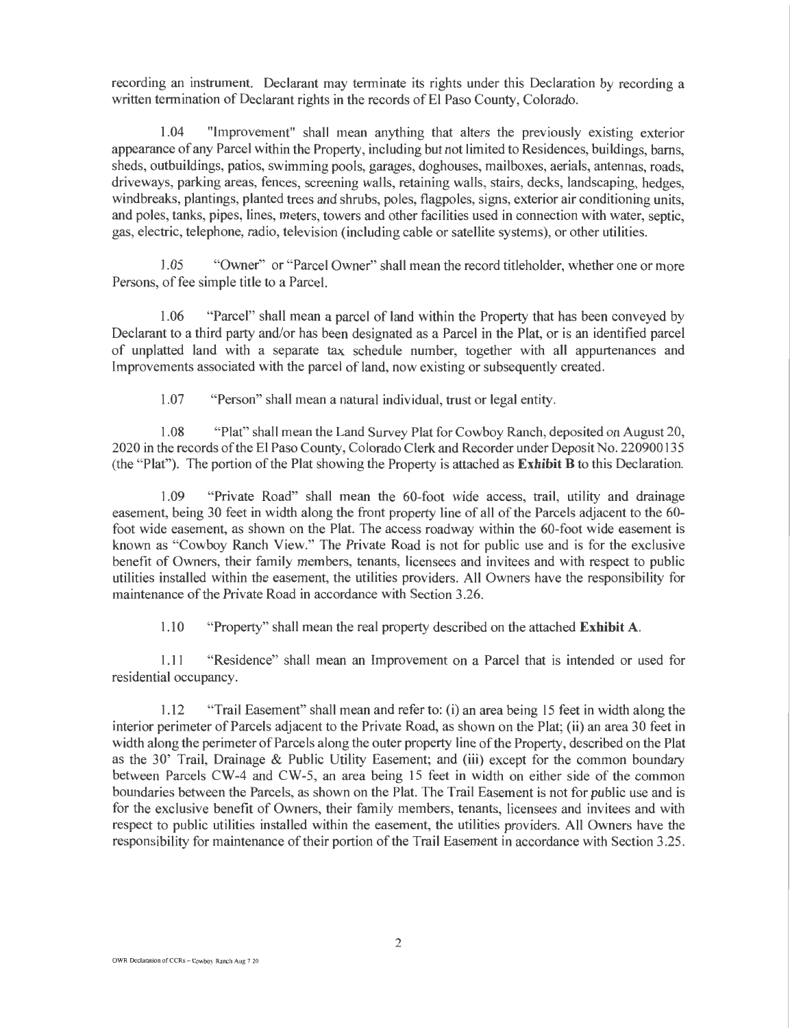recording an instrument. Declarant may terminate its rights under this Declaration by recording a written termination of Declarant rights in the records of El Paso County, Colorado.

1.04 "Improvement" shall mean anything that alters the previously existing exterior appearance of any Parcel within the Property, including but not limited to Residences, buildings, barns, sheds, outbuildings, patios, swimming pools, garages, doghouses, mailboxes, aerials, antennas, roads, driveways, parking areas, fences, screening walls, retaining walls, stairs, decks, landscaping, hedges, windbreaks, plantings, planted trees and shrubs, poles, flagpoles, signs, exterior air conditioning units, and poles, tanks, pipes, lines, meters, towers and other facilities used in connection with water, septic, gas, electric, telephone, radio, television (including cable or satellite systems), or other utilities.

1.05 "Owner" or "Parcel Owner" shall mean the record titleholder, whether one or more Persons, of fee simple title to a Parcel.

1.06 "Parcel" shall mean a parcel of land within the Property that has been conveyed by Declarant to a third party and/or has been designated as a Parcel in the Plat, or is an identified parcel of unplatted land with a separate tax schedule number, together with all appurtenances and Improvements associated with the parcel of land, now existing or subsequently created.

1.07 "Person" shall mean a natural individual, trust or legal entity.

1.08 "Plat" shall mean the Land Survey Plat for Cowboy Ranch, deposited on August 20, 2020 in the records of the El Paso County, Colorado Clerk and Recorder under Deposit No. 220900135 (the "Plat"). The portion of the Plat showing the Property is attached as **Exhibit B** to this Declaration.

1.09 "Private Road" shall mean the 60-foot wide access, trail, utility and drainage easement, being 30 feet in width along the front property line of all of the Parcels adjacent to the 60-foot wide easement, as shown on the Plat. The access roadway within the 60-foot wide easement is known as "Cowboy Ranch View." The Private Road is not for public use and is for the exclusive benefit of Owners, their family members, tenants, licensees and invitees and with respect to public utilities installed within the easement, the utilities providers. All Owners have the responsibility for maintenance of the Private Road in accordance with Section 3.26.

1.10 "Property" shall mean the real property described on the attached **Exhibit A**.

1.11 "Residence" shall mean an Improvement on a Parcel that is intended or used for residential occupancy.

1.12 "Trail Easement" shall mean and refer to: (i) an area being 15 feet in width along the interior perimeter of Parcels adjacent to the Private Road, as shown on the Plat; (ii) an area 30 feet in width along the perimeter of Parcels along the outer property line of the Property, described on the Plat as the 30' Trail, Drainage & Public Utility Easement; and (iii) except for the common boundary between Parcels CW-4 and CW-5, an area being 15 feet in width on either side of the common boundaries between the Parcels, as shown on the Plat. The Trail Easement is not for public use and is for the exclusive benefit of Owners, their family members, tenants, licensees and invitees and with respect to public utilities installed within the easement, the utilities providers. All Owners have the responsibility for maintenance of their portion of the Trail Easement in accordance with Section 3.25.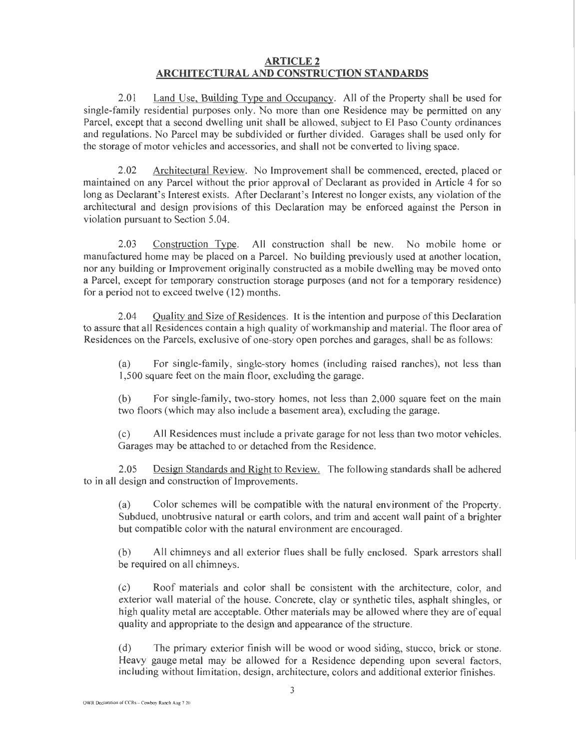## ARTICLE 2
## ARCHITECTURAL AND CONSTRUCTION STANDARDS

2.01 Land Use, Building Type and Occupancy. All of the Property shall be used for single-family residential purposes only. No more than one Residence may be permitted on any Parcel, except that a second dwelling unit shall be allowed, subject to El Paso County ordinances and regulations. No Parcel may be subdivided or further divided. Garages shall be used only for the storage of motor vehicles and accessories, and shall not be converted to living space.

2.02 Architectural Review. No Improvement shall be commenced, erected, placed or maintained on any Parcel without the prior approval of Declarant as provided in Article 4 for so long as Declarant's Interest exists. After Declarant's Interest no longer exists, any violation of the architectural and design provisions of this Declaration may be enforced against the Person in violation pursuant to Section 5.04.

2.03 Construction Type. All construction shall be new. No mobile home or manufactured home may be placed on a Parcel. No building previously used at another location, nor any building or Improvement originally constructed as a mobile dwelling may be moved onto a Parcel, except for temporary construction storage purposes (and not for a temporary residence) for a period not to exceed twelve (12) months.

2.04 Quality and Size of Residences. It is the intention and purpose of this Declaration to assure that all Residences contain a high quality of workmanship and material. The floor area of Residences on the Parcels, exclusive of one-story open porches and garages, shall be as follows:

(a) For single-family, single-story homes (including raised ranches), not less than 1,500 square feet on the main floor, excluding the garage.

(b) For single-family, two-story homes, not less than 2,000 square feet on the main two floors (which may also include a basement area), excluding the garage.

(c) All Residences must include a private garage for not less than two motor vehicles. Garages may be attached to or detached from the Residence.

2.05 Design Standards and Right to Review. The following standards shall be adhered to in all design and construction of Improvements.

(a) Color schemes will be compatible with the natural environment of the Property. Subdued, unobtrusive natural or earth colors, and trim and accent wall paint of a brighter but compatible color with the natural environment are encouraged.

(b) All chimneys and all exterior flues shall be fully enclosed. Spark arrestors shall be required on all chimneys.

(c) Roof materials and color shall be consistent with the architecture, color, and exterior wall material of the house. Concrete, clay or synthetic tiles, asphalt shingles, or high quality metal are acceptable. Other materials may be allowed where they are of equal quality and appropriate to the design and appearance of the structure.

(d) The primary exterior finish will be wood or wood siding, stucco, brick or stone. Heavy gauge metal may be allowed for a Residence depending upon several factors, including without limitation, design, architecture, colors and additional exterior finishes.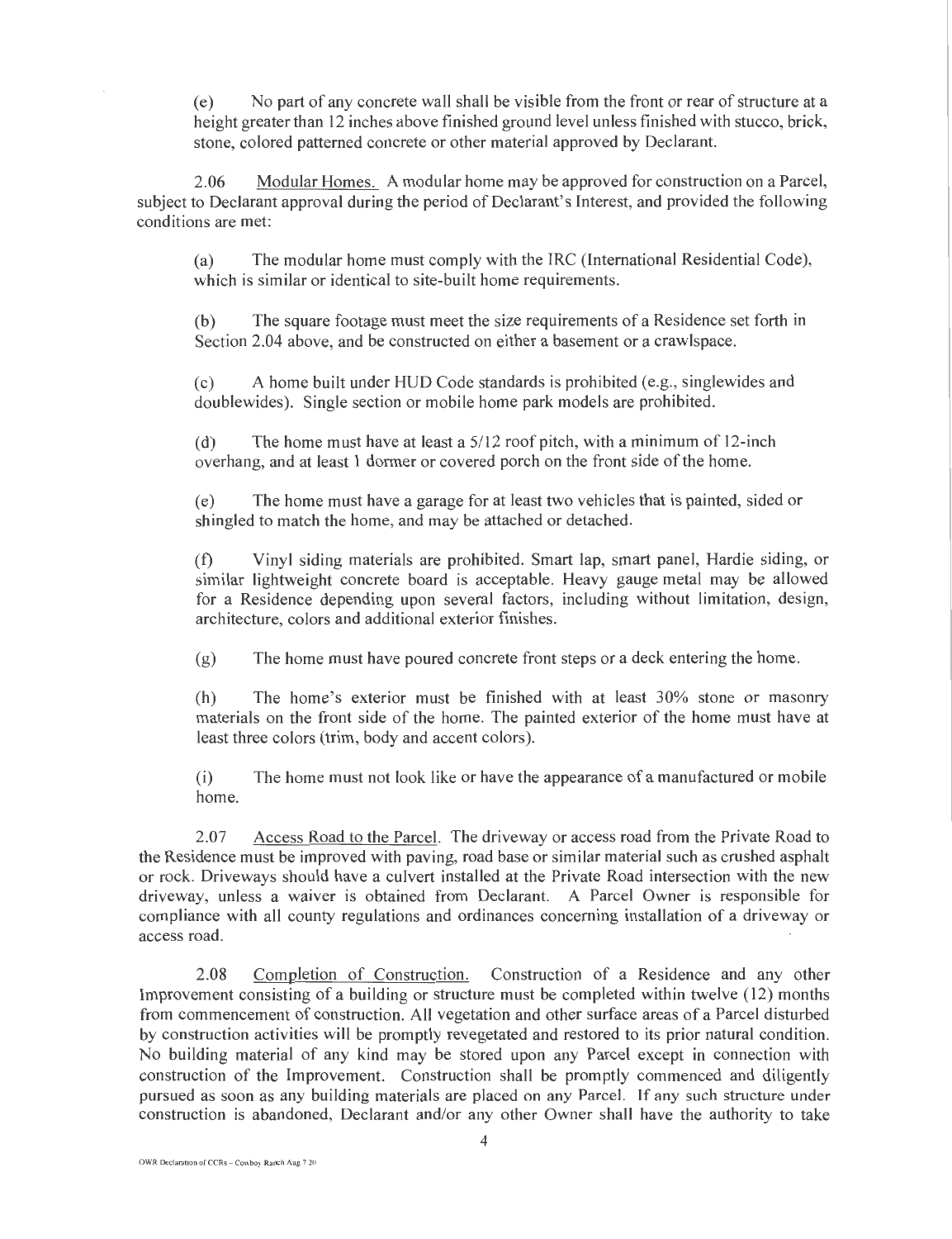(e) No part of any concrete wall shall be visible from the front or rear of structure at a height greater than 12 inches above finished ground level unless finished with stucco, brick, stone, colored patterned concrete or other material approved by Declarant.

2.06 Modular Homes. A modular home may be approved for construction on a Parcel, subject to Declarant approval during the period of Declarant's Interest, and provided the following conditions are met:

(a) The modular home must comply with the IRC (International Residential Code), which is similar or identical to site-built home requirements.

(b) The square footage must meet the size requirements of a Residence set forth in Section 2.04 above, and be constructed on either a basement or a crawlspace.

(c) A home built under HUD Code standards is prohibited (e.g., singlewides and doublewides). Single section or mobile home park models are prohibited.

(d) The home must have at least a 5/12 roof pitch, with a minimum of 12-inch overhang, and at least 1 dormer or covered porch on the front side of the home.

(e) The home must have a garage for at least two vehicles that is painted, sided or shingled to match the home, and may be attached or detached.

(f) Vinyl siding materials are prohibited. Smart lap, smart panel, Hardie siding, or similar lightweight concrete board is acceptable. Heavy gauge metal may be allowed for a Residence depending upon several factors, including without limitation, design, architecture, colors and additional exterior finishes.

(g) The home must have poured concrete front steps or a deck entering the home.

(h) The home's exterior must be finished with at least 30% stone or masonry materials on the front side of the home. The painted exterior of the home must have at least three colors (trim, body and accent colors).

(i) The home must not look like or have the appearance of a manufactured or mobile home.

2.07 Access Road to the Parcel. The driveway or access road from the Private Road to the Residence must be improved with paving, road base or similar material such as crushed asphalt or rock. Driveways should have a culvert installed at the Private Road intersection with the new driveway, unless a waiver is obtained from Declarant. A Parcel Owner is responsible for compliance with all county regulations and ordinances concerning installation of a driveway or access road.

2.08 Completion of Construction. Construction of a Residence and any other Improvement consisting of a building or structure must be completed within twelve (12) months from commencement of construction. All vegetation and other surface areas of a Parcel disturbed by construction activities will be promptly revegetated and restored to its prior natural condition. No building material of any kind may be stored upon any Parcel except in connection with construction of the Improvement. Construction shall be promptly commenced and diligently pursued as soon as any building materials are placed on any Parcel. If any such structure under construction is abandoned, Declarant and/or any other Owner shall have the authority to take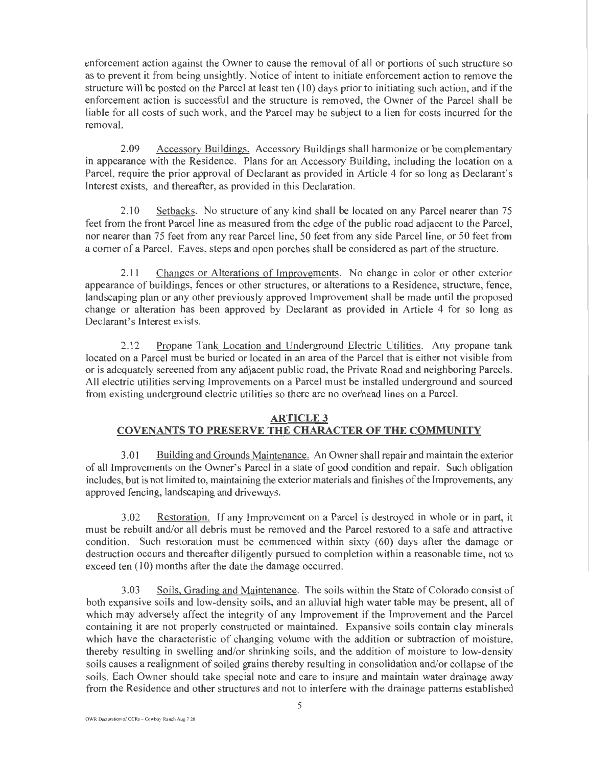enforcement action against the Owner to cause the removal of all or portions of such structure so as to prevent it from being unsightly. Notice of intent to initiate enforcement action to remove the structure will be posted on the Parcel at least ten (10) days prior to initiating such action, and if the enforcement action is successful and the structure is removed, the Owner of the Parcel shall be liable for all costs of such work, and the Parcel may be subject to a lien for costs incurred for the removal.

2.09 Accessory Buildings. Accessory Buildings shall harmonize or be complementary in appearance with the Residence. Plans for an Accessory Building, including the location on a Parcel, require the prior approval of Declarant as provided in Article 4 for so long as Declarant's Interest exists, and thereafter, as provided in this Declaration.

2.10 Setbacks. No structure of any kind shall be located on any Parcel nearer than 75 feet from the front Parcel line as measured from the edge of the public road adjacent to the Parcel, nor nearer than 75 feet from any rear Parcel line, 50 feet from any side Parcel line, or 50 feet from a corner of a Parcel. Eaves, steps and open porches shall be considered as part of the structure.

2.11 Changes or Alterations of Improvements. No change in color or other exterior appearance of buildings, fences or other structures, or alterations to a Residence, structure, fence, landscaping plan or any other previously approved Improvement shall be made until the proposed change or alteration has been approved by Declarant as provided in Article 4 for so long as Declarant's Interest exists.

2.12 Propane Tank Location and Underground Electric Utilities. Any propane tank located on a Parcel must be buried or located in an area of the Parcel that is either not visible from or is adequately screened from any adjacent public road, the Private Road and neighboring Parcels. All electric utilities serving Improvements on a Parcel must be installed underground and sourced from existing underground electric utilities so there are no overhead lines on a Parcel.

## ARTICLE 3
## COVENANTS TO PRESERVE THE CHARACTER OF THE COMMUNITY

3.01 Building and Grounds Maintenance. An Owner shall repair and maintain the exterior of all Improvements on the Owner's Parcel in a state of good condition and repair. Such obligation includes, but is not limited to, maintaining the exterior materials and finishes of the Improvements, any approved fencing, landscaping and driveways.

3.02 Restoration. If any Improvement on a Parcel is destroyed in whole or in part, it must be rebuilt and/or all debris must be removed and the Parcel restored to a safe and attractive condition. Such restoration must be commenced within sixty (60) days after the damage or destruction occurs and thereafter diligently pursued to completion within a reasonable time, not to exceed ten (10) months after the date the damage occurred.

3.03 Soils, Grading and Maintenance. The soils within the State of Colorado consist of both expansive soils and low-density soils, and an alluvial high water table may be present, all of which may adversely affect the integrity of any Improvement if the Improvement and the Parcel containing it are not properly constructed or maintained. Expansive soils contain clay minerals which have the characteristic of changing volume with the addition or subtraction of moisture, thereby resulting in swelling and/or shrinking soils, and the addition of moisture to low-density soils causes a realignment of soiled grains thereby resulting in consolidation and/or collapse of the soils. Each Owner should take special note and care to insure and maintain water drainage away from the Residence and other structures and not to interfere with the drainage patterns established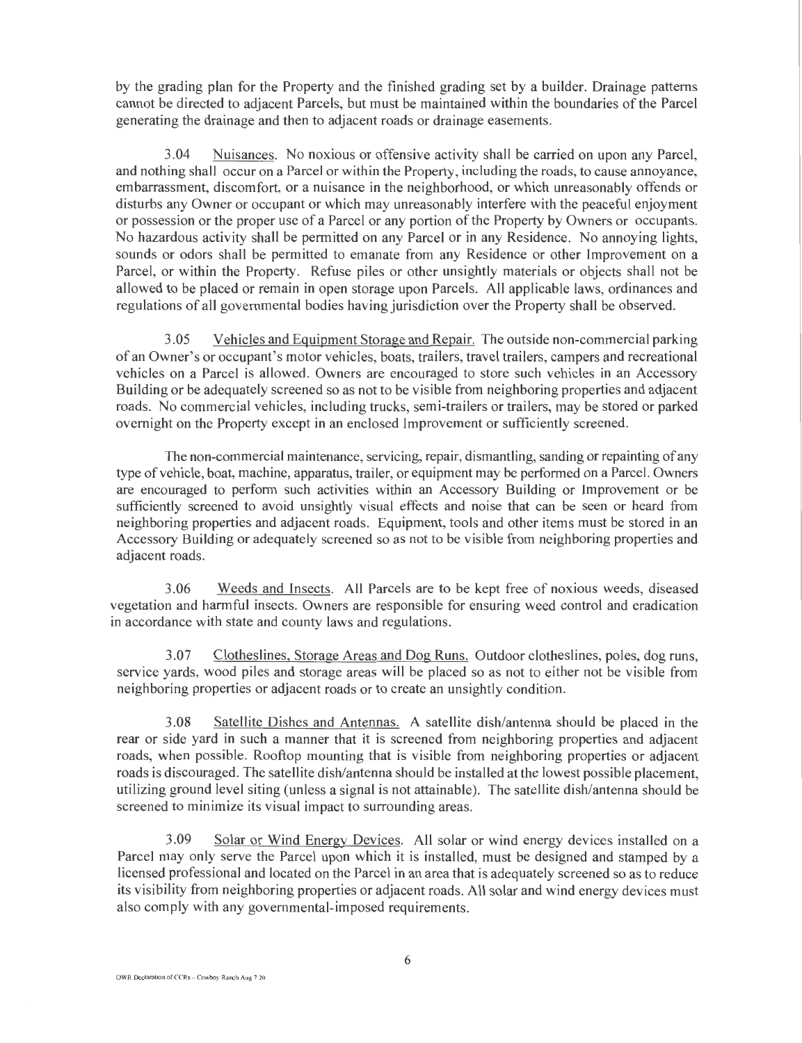by the grading plan for the Property and the finished grading set by a builder. Drainage patterns cannot be directed to adjacent Parcels, but must be maintained within the boundaries of the Parcel generating the drainage and then to adjacent roads or drainage easements.

3.04 Nuisances. No noxious or offensive activity shall be carried on upon any Parcel, and nothing shall occur on a Parcel or within the Property, including the roads, to cause annoyance, embarrassment, discomfort, or a nuisance in the neighborhood, or which unreasonably offends or disturbs any Owner or occupant or which may unreasonably interfere with the peaceful enjoyment or possession or the proper use of a Parcel or any portion of the Property by Owners or occupants. No hazardous activity shall be permitted on any Parcel or in any Residence. No annoying lights, sounds or odors shall be permitted to emanate from any Residence or other Improvement on a Parcel, or within the Property. Refuse piles or other unsightly materials or objects shall not be allowed to be placed or remain in open storage upon Parcels. All applicable laws, ordinances and regulations of all governmental bodies having jurisdiction over the Property shall be observed.

3.05 Vehicles and Equipment Storage and Repair. The outside non-commercial parking of an Owner's or occupant's motor vehicles, boats, trailers, travel trailers, campers and recreational vehicles on a Parcel is allowed. Owners are encouraged to store such vehicles in an Accessory Building or be adequately screened so as not to be visible from neighboring properties and adjacent roads. No commercial vehicles, including trucks, semi-trailers or trailers, may be stored or parked overnight on the Property except in an enclosed Improvement or sufficiently screened.

The non-commercial maintenance, servicing, repair, dismantling, sanding or repainting of any type of vehicle, boat, machine, apparatus, trailer, or equipment may be performed on a Parcel. Owners are encouraged to perform such activities within an Accessory Building or Improvement or be sufficiently screened to avoid unsightly visual effects and noise that can be seen or heard from neighboring properties and adjacent roads. Equipment, tools and other items must be stored in an Accessory Building or adequately screened so as not to be visible from neighboring properties and adjacent roads.

3.06 Weeds and Insects. All Parcels are to be kept free of noxious weeds, diseased vegetation and harmful insects. Owners are responsible for ensuring weed control and eradication in accordance with state and county laws and regulations.

3.07 Clotheslines, Storage Areas and Dog Runs. Outdoor clotheslines, poles, dog runs, service yards, wood piles and storage areas will be placed so as not to either not be visible from neighboring properties or adjacent roads or to create an unsightly condition.

3.08 Satellite Dishes and Antennas. A satellite dish/antenna should be placed in the rear or side yard in such a manner that it is screened from neighboring properties and adjacent roads, when possible. Rooftop mounting that is visible from neighboring properties or adjacent roads is discouraged. The satellite dish/antenna should be installed at the lowest possible placement, utilizing ground level siting (unless a signal is not attainable). The satellite dish/antenna should be screened to minimize its visual impact to surrounding areas.

3.09 Solar or Wind Energy Devices. All solar or wind energy devices installed on a Parcel may only serve the Parcel upon which it is installed, must be designed and stamped by a licensed professional and located on the Parcel in an area that is adequately screened so as to reduce its visibility from neighboring properties or adjacent roads. All solar and wind energy devices must also comply with any governmental-imposed requirements.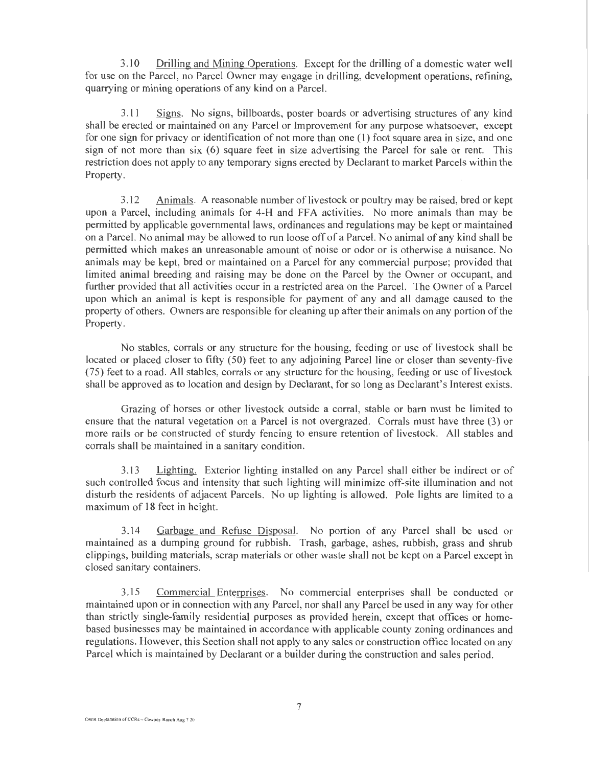3.10 Drilling and Mining Operations. Except for the drilling of a domestic water well for use on the Parcel, no Parcel Owner may engage in drilling, development operations, refining, quarrying or mining operations of any kind on a Parcel.

3.11 Signs. No signs, billboards, poster boards or advertising structures of any kind shall be erected or maintained on any Parcel or Improvement for any purpose whatsoever, except for one sign for privacy or identification of not more than one (1) foot square area in size, and one sign of not more than six (6) square feet in size advertising the Parcel for sale or rent. This restriction does not apply to any temporary signs erected by Declarant to market Parcels within the Property.

3.12 Animals. A reasonable number of livestock or poultry may be raised, bred or kept upon a Parcel, including animals for 4-H and FFA activities. No more animals than may be permitted by applicable governmental laws, ordinances and regulations may be kept or maintained on a Parcel. No animal may be allowed to run loose off of a Parcel. No animal of any kind shall be permitted which makes an unreasonable amount of noise or odor or is otherwise a nuisance. No animals may be kept, bred or maintained on a Parcel for any commercial purpose; provided that limited animal breeding and raising may be done on the Parcel by the Owner or occupant, and further provided that all activities occur in a restricted area on the Parcel. The Owner of a Parcel upon which an animal is kept is responsible for payment of any and all damage caused to the property of others. Owners are responsible for cleaning up after their animals on any portion of the Property.

No stables, corrals or any structure for the housing, feeding or use of livestock shall be located or placed closer to fifty (50) feet to any adjoining Parcel line or closer than seventy-five (75) feet to a road. All stables, corrals or any structure for the housing, feeding or use of livestock shall be approved as to location and design by Declarant, for so long as Declarant's Interest exists.

Grazing of horses or other livestock outside a corral, stable or barn must be limited to ensure that the natural vegetation on a Parcel is not overgrazed. Corrals must have three (3) or more rails or be constructed of sturdy fencing to ensure retention of livestock. All stables and corrals shall be maintained in a sanitary condition.

3.13 Lighting. Exterior lighting installed on any Parcel shall either be indirect or of such controlled focus and intensity that such lighting will minimize off-site illumination and not disturb the residents of adjacent Parcels. No up lighting is allowed. Pole lights are limited to a maximum of 18 feet in height.

3.14 Garbage and Refuse Disposal. No portion of any Parcel shall be used or maintained as a dumping ground for rubbish. Trash, garbage, ashes, rubbish, grass and shrub clippings, building materials, scrap materials or other waste shall not be kept on a Parcel except in closed sanitary containers.

3.15 Commercial Enterprises. No commercial enterprises shall be conducted or maintained upon or in connection with any Parcel, nor shall any Parcel be used in any way for other than strictly single-family residential purposes as provided herein, except that offices or home-based businesses may be maintained in accordance with applicable county zoning ordinances and regulations. However, this Section shall not apply to any sales or construction office located on any Parcel which is maintained by Declarant or a builder during the construction and sales period.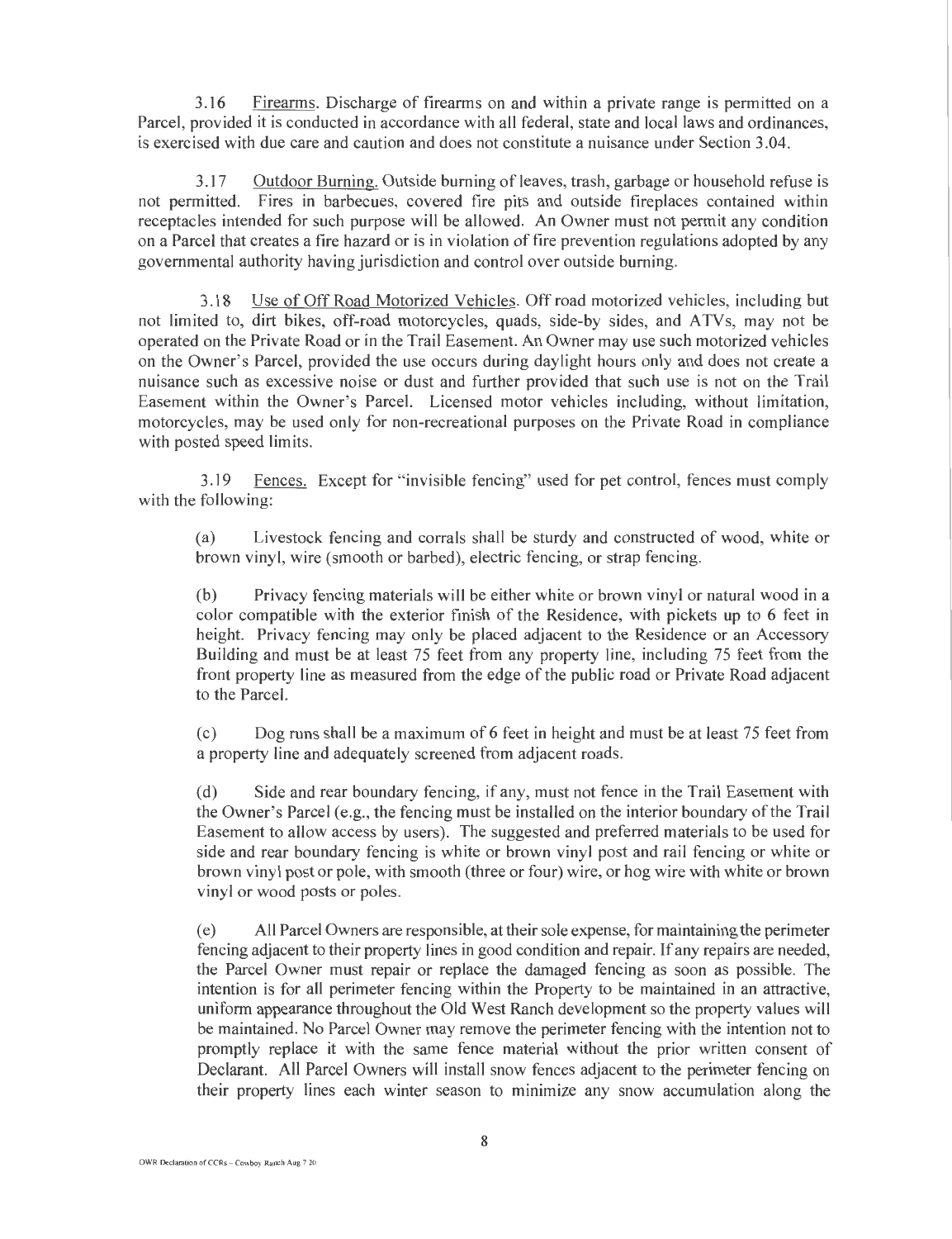3.16 Firearms. Discharge of firearms on and within a private range is permitted on a Parcel, provided it is conducted in accordance with all federal, state and local laws and ordinances, is exercised with due care and caution and does not constitute a nuisance under Section 3.04.

3.17 Outdoor Burning. Outside burning of leaves, trash, garbage or household refuse is not permitted. Fires in barbecues, covered fire pits and outside fireplaces contained within receptacles intended for such purpose will be allowed. An Owner must not permit any condition on a Parcel that creates a fire hazard or is in violation of fire prevention regulations adopted by any governmental authority having jurisdiction and control over outside burning.

3.18 Use of Off Road Motorized Vehicles. Off road motorized vehicles, including but not limited to, dirt bikes, off-road motorcycles, quads, side-by sides, and ATVs, may not be operated on the Private Road or in the Trail Easement. An Owner may use such motorized vehicles on the Owner's Parcel, provided the use occurs during daylight hours only and does not create a nuisance such as excessive noise or dust and further provided that such use is not on the Trail Easement within the Owner's Parcel. Licensed motor vehicles including, without limitation, motorcycles, may be used only for non-recreational purposes on the Private Road in compliance with posted speed limits.

3.19 Fences. Except for "invisible fencing" used for pet control, fences must comply with the following:

(a) Livestock fencing and corrals shall be sturdy and constructed of wood, white or brown vinyl, wire (smooth or barbed), electric fencing, or strap fencing.

(b) Privacy fencing materials will be either white or brown vinyl or natural wood in a color compatible with the exterior finish of the Residence, with pickets up to 6 feet in height. Privacy fencing may only be placed adjacent to the Residence or an Accessory Building and must be at least 75 feet from any property line, including 75 feet from the front property line as measured from the edge of the public road or Private Road adjacent to the Parcel.

(c) Dog runs shall be a maximum of 6 feet in height and must be at least 75 feet from a property line and adequately screened from adjacent roads.

(d) Side and rear boundary fencing, if any, must not fence in the Trail Easement with the Owner's Parcel (e.g., the fencing must be installed on the interior boundary of the Trail Easement to allow access by users). The suggested and preferred materials to be used for side and rear boundary fencing is white or brown vinyl post and rail fencing or white or brown vinyl post or pole, with smooth (three or four) wire, or hog wire with white or brown vinyl or wood posts or poles.

(e) All Parcel Owners are responsible, at their sole expense, for maintaining the perimeter fencing adjacent to their property lines in good condition and repair. If any repairs are needed, the Parcel Owner must repair or replace the damaged fencing as soon as possible. The intention is for all perimeter fencing within the Property to be maintained in an attractive, uniform appearance throughout the Old West Ranch development so the property values will be maintained. No Parcel Owner may remove the perimeter fencing with the intention not to promptly replace it with the same fence material without the prior written consent of Declarant. All Parcel Owners will install snow fences adjacent to the perimeter fencing on their property lines each winter season to minimize any snow accumulation along the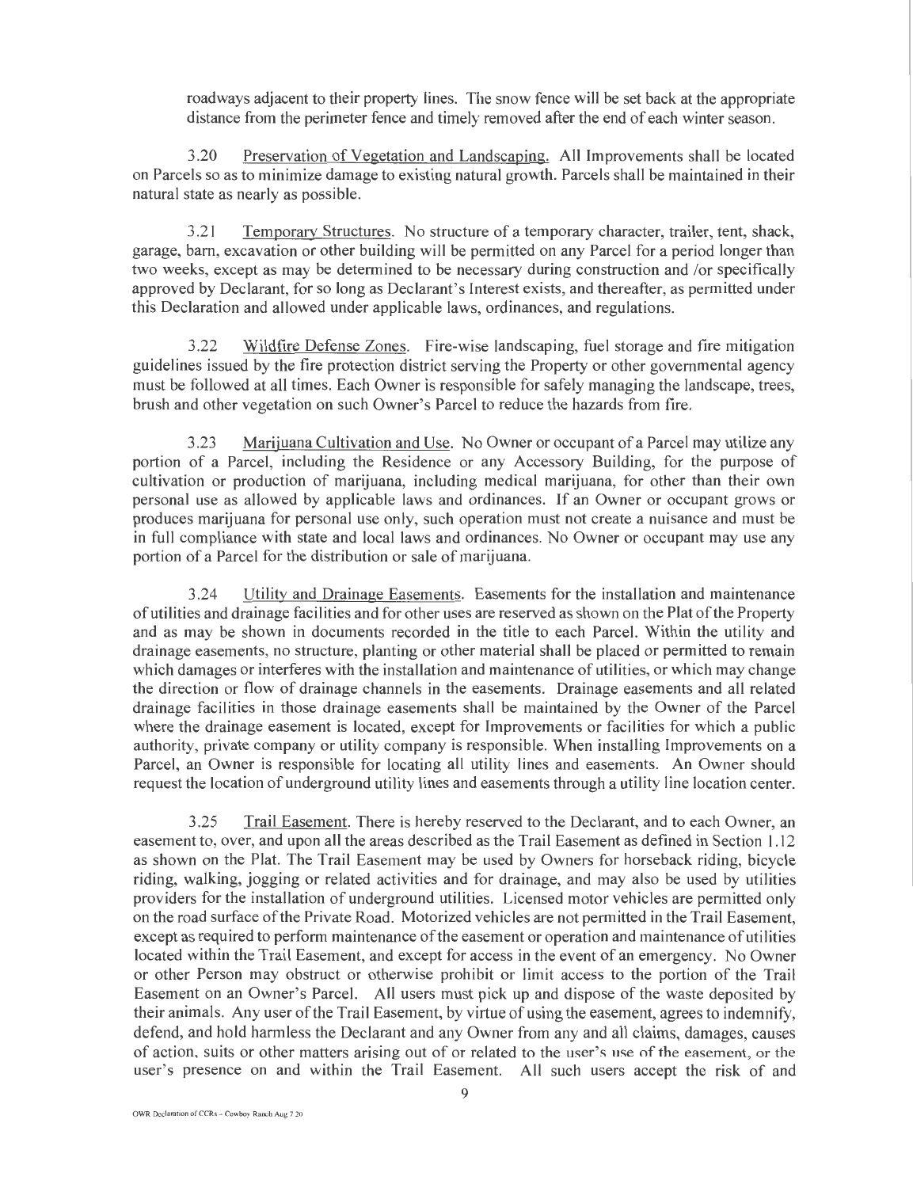roadways adjacent to their property lines. The snow fence will be set back at the appropriate distance from the perimeter fence and timely removed after the end of each winter season.

3.20 Preservation of Vegetation and Landscaping. All Improvements shall be located on Parcels so as to minimize damage to existing natural growth. Parcels shall be maintained in their natural state as nearly as possible.

3.21 Temporary Structures. No structure of a temporary character, trailer, tent, shack, garage, barn, excavation or other building will be permitted on any Parcel for a period longer than two weeks, except as may be determined to be necessary during construction and /or specifically approved by Declarant, for so long as Declarant's Interest exists, and thereafter, as permitted under this Declaration and allowed under applicable laws, ordinances, and regulations.

3.22 Wildfire Defense Zones. Fire-wise landscaping, fuel storage and fire mitigation guidelines issued by the fire protection district serving the Property or other governmental agency must be followed at all times. Each Owner is responsible for safely managing the landscape, trees, brush and other vegetation on such Owner's Parcel to reduce the hazards from fire.

3.23 Marijuana Cultivation and Use. No Owner or occupant of a Parcel may utilize any portion of a Parcel, including the Residence or any Accessory Building, for the purpose of cultivation or production of marijuana, including medical marijuana, for other than their own personal use as allowed by applicable laws and ordinances. If an Owner or occupant grows or produces marijuana for personal use only, such operation must not create a nuisance and must be in full compliance with state and local laws and ordinances. No Owner or occupant may use any portion of a Parcel for the distribution or sale of marijuana.

3.24 Utility and Drainage Easements. Easements for the installation and maintenance of utilities and drainage facilities and for other uses are reserved as shown on the Plat of the Property and as may be shown in documents recorded in the title to each Parcel. Within the utility and drainage easements, no structure, planting or other material shall be placed or permitted to remain which damages or interferes with the installation and maintenance of utilities, or which may change the direction or flow of drainage channels in the easements. Drainage easements and all related drainage facilities in those drainage easements shall be maintained by the Owner of the Parcel where the drainage easement is located, except for Improvements or facilities for which a public authority, private company or utility company is responsible. When installing Improvements on a Parcel, an Owner is responsible for locating all utility lines and easements. An Owner should request the location of underground utility lines and easements through a utility line location center.

3.25 Trail Easement. There is hereby reserved to the Declarant, and to each Owner, an easement to, over, and upon all the areas described as the Trail Easement as defined in Section 1.12 as shown on the Plat. The Trail Easement may be used by Owners for horseback riding, bicycle riding, walking, jogging or related activities and for drainage, and may also be used by utilities providers for the installation of underground utilities. Licensed motor vehicles are permitted only on the road surface of the Private Road. Motorized vehicles are not permitted in the Trail Easement, except as required to perform maintenance of the easement or operation and maintenance of utilities located within the Trail Easement, and except for access in the event of an emergency. No Owner or other Person may obstruct or otherwise prohibit or limit access to the portion of the Trail Easement on an Owner's Parcel. All users must pick up and dispose of the waste deposited by their animals. Any user of the Trail Easement, by virtue of using the easement, agrees to indemnify, defend, and hold harmless the Declarant and any Owner from any and all claims, damages, causes of action, suits or other matters arising out of or related to the user's use of the easement, or the user's presence on and within the Trail Easement. All such users accept the risk of and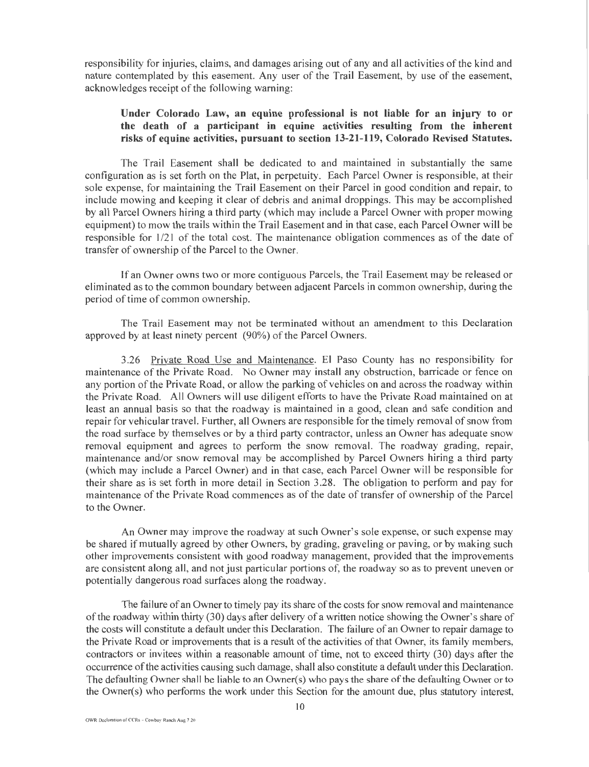responsibility for injuries, claims, and damages arising out of any and all activities of the kind and nature contemplated by this easement. Any user of the Trail Easement, by use of the easement, acknowledges receipt of the following warning:

> **Under Colorado Law, an equine professional is not liable for an injury to or the death of a participant in equine activities resulting from the inherent risks of equine activities, pursuant to section 13-21-119, Colorado Revised Statutes.**

The Trail Easement shall be dedicated to and maintained in substantially the same configuration as is set forth on the Plat, in perpetuity. Each Parcel Owner is responsible, at their sole expense, for maintaining the Trail Easement on their Parcel in good condition and repair, to include mowing and keeping it clear of debris and animal droppings. This may be accomplished by all Parcel Owners hiring a third party (which may include a Parcel Owner with proper mowing equipment) to mow the trails within the Trail Easement and in that case, each Parcel Owner will be responsible for 1/21 of the total cost. The maintenance obligation commences as of the date of transfer of ownership of the Parcel to the Owner.

If an Owner owns two or more contiguous Parcels, the Trail Easement may be released or eliminated as to the common boundary between adjacent Parcels in common ownership, during the period of time of common ownership.

The Trail Easement may not be terminated without an amendment to this Declaration approved by at least ninety percent (90%) of the Parcel Owners.

3.26 Private Road Use and Maintenance. El Paso County has no responsibility for maintenance of the Private Road. No Owner may install any obstruction, barricade or fence on any portion of the Private Road, or allow the parking of vehicles on and across the roadway within the Private Road. All Owners will use diligent efforts to have the Private Road maintained on at least an annual basis so that the roadway is maintained in a good, clean and safe condition and repair for vehicular travel. Further, all Owners are responsible for the timely removal of snow from the road surface by themselves or by a third party contractor, unless an Owner has adequate snow removal equipment and agrees to perform the snow removal. The roadway grading, repair, maintenance and/or snow removal may be accomplished by Parcel Owners hiring a third party (which may include a Parcel Owner) and in that case, each Parcel Owner will be responsible for their share as is set forth in more detail in Section 3.28. The obligation to perform and pay for maintenance of the Private Road commences as of the date of transfer of ownership of the Parcel to the Owner.

An Owner may improve the roadway at such Owner's sole expense, or such expense may be shared if mutually agreed by other Owners, by grading, graveling or paving, or by making such other improvements consistent with good roadway management, provided that the improvements are consistent along all, and not just particular portions of, the roadway so as to prevent uneven or potentially dangerous road surfaces along the roadway.

The failure of an Owner to timely pay its share of the costs for snow removal and maintenance of the roadway within thirty (30) days after delivery of a written notice showing the Owner's share of the costs will constitute a default under this Declaration. The failure of an Owner to repair damage to the Private Road or improvements that is a result of the activities of that Owner, its family members, contractors or invitees within a reasonable amount of time, not to exceed thirty (30) days after the occurrence of the activities causing such damage, shall also constitute a default under this Declaration. The defaulting Owner shall be liable to an Owner(s) who pays the share of the defaulting Owner or to the Owner(s) who performs the work under this Section for the amount due, plus statutory interest,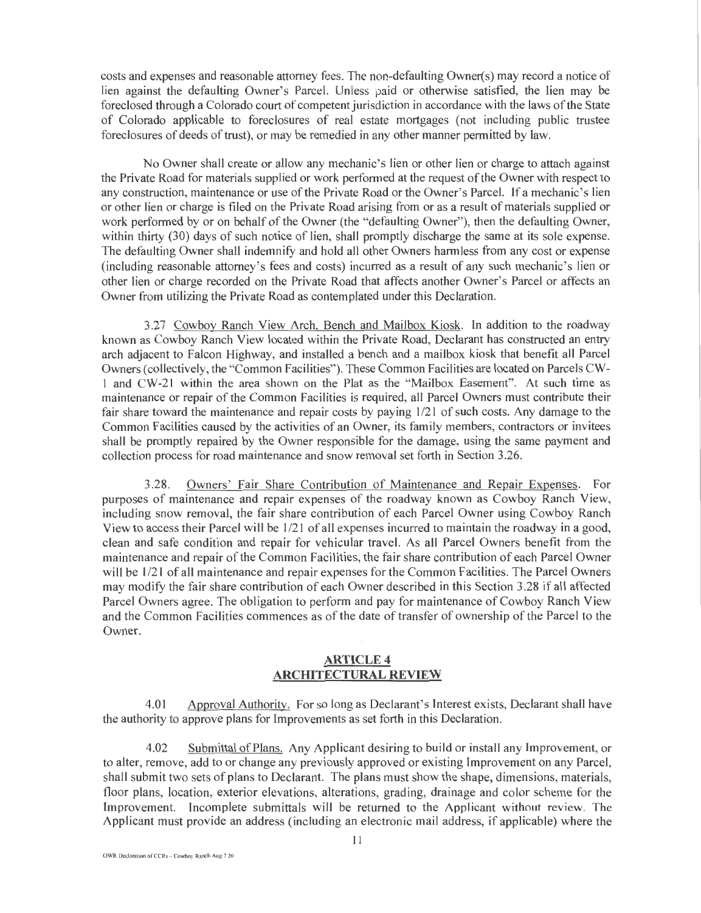costs and expenses and reasonable attorney fees. The non-defaulting Owner(s) may record a notice of lien against the defaulting Owner's Parcel. Unless paid or otherwise satisfied, the lien may be foreclosed through a Colorado court of competent jurisdiction in accordance with the laws of the State of Colorado applicable to foreclosures of real estate mortgages (not including public trustee foreclosures of deeds of trust), or may be remedied in any other manner permitted by law.

No Owner shall create or allow any mechanic's lien or other lien or charge to attach against the Private Road for materials supplied or work performed at the request of the Owner with respect to any construction, maintenance or use of the Private Road or the Owner's Parcel. If a mechanic's lien or other lien or charge is filed on the Private Road arising from or as a result of materials supplied or work performed by or on behalf of the Owner (the "defaulting Owner"), then the defaulting Owner, within thirty (30) days of such notice of lien, shall promptly discharge the same at its sole expense. The defaulting Owner shall indemnify and hold all other Owners harmless from any cost or expense (including reasonable attorney's fees and costs) incurred as a result of any such mechanic's lien or other lien or charge recorded on the Private Road that affects another Owner's Parcel or affects an Owner from utilizing the Private Road as contemplated under this Declaration.

3.27 Cowboy Ranch View Arch, Bench and Mailbox Kiosk. In addition to the roadway known as Cowboy Ranch View located within the Private Road, Declarant has constructed an entry arch adjacent to Falcon Highway, and installed a bench and a mailbox kiosk that benefit all Parcel Owners (collectively, the "Common Facilities"). These Common Facilities are located on Parcels CW-1 and CW-21 within the area shown on the Plat as the "Mailbox Easement". At such time as maintenance or repair of the Common Facilities is required, all Parcel Owners must contribute their fair share toward the maintenance and repair costs by paying 1/21 of such costs. Any damage to the Common Facilities caused by the activities of an Owner, its family members, contractors or invitees shall be promptly repaired by the Owner responsible for the damage, using the same payment and collection process for road maintenance and snow removal set forth in Section 3.26.

3.28. Owners' Fair Share Contribution of Maintenance and Repair Expenses. For purposes of maintenance and repair expenses of the roadway known as Cowboy Ranch View, including snow removal, the fair share contribution of each Parcel Owner using Cowboy Ranch View to access their Parcel will be 1/21 of all expenses incurred to maintain the roadway in a good, clean and safe condition and repair for vehicular travel. As all Parcel Owners benefit from the maintenance and repair of the Common Facilities, the fair share contribution of each Parcel Owner will be 1/21 of all maintenance and repair expenses for the Common Facilities. The Parcel Owners may modify the fair share contribution of each Owner described in this Section 3.28 if all affected Parcel Owners agree. The obligation to perform and pay for maintenance of Cowboy Ranch View and the Common Facilities commences as of the date of transfer of ownership of the Parcel to the Owner.

## ARTICLE 4
## ARCHITECTURAL REVIEW

4.01 Approval Authority. For so long as Declarant's Interest exists, Declarant shall have the authority to approve plans for Improvements as set forth in this Declaration.

4.02 Submittal of Plans. Any Applicant desiring to build or install any Improvement, or to alter, remove, add to or change any previously approved or existing Improvement on any Parcel, shall submit two sets of plans to Declarant. The plans must show the shape, dimensions, materials, floor plans, location, exterior elevations, alterations, grading, drainage and color scheme for the Improvement. Incomplete submittals will be returned to the Applicant without review. The Applicant must provide an address (including an electronic mail address, if applicable) where the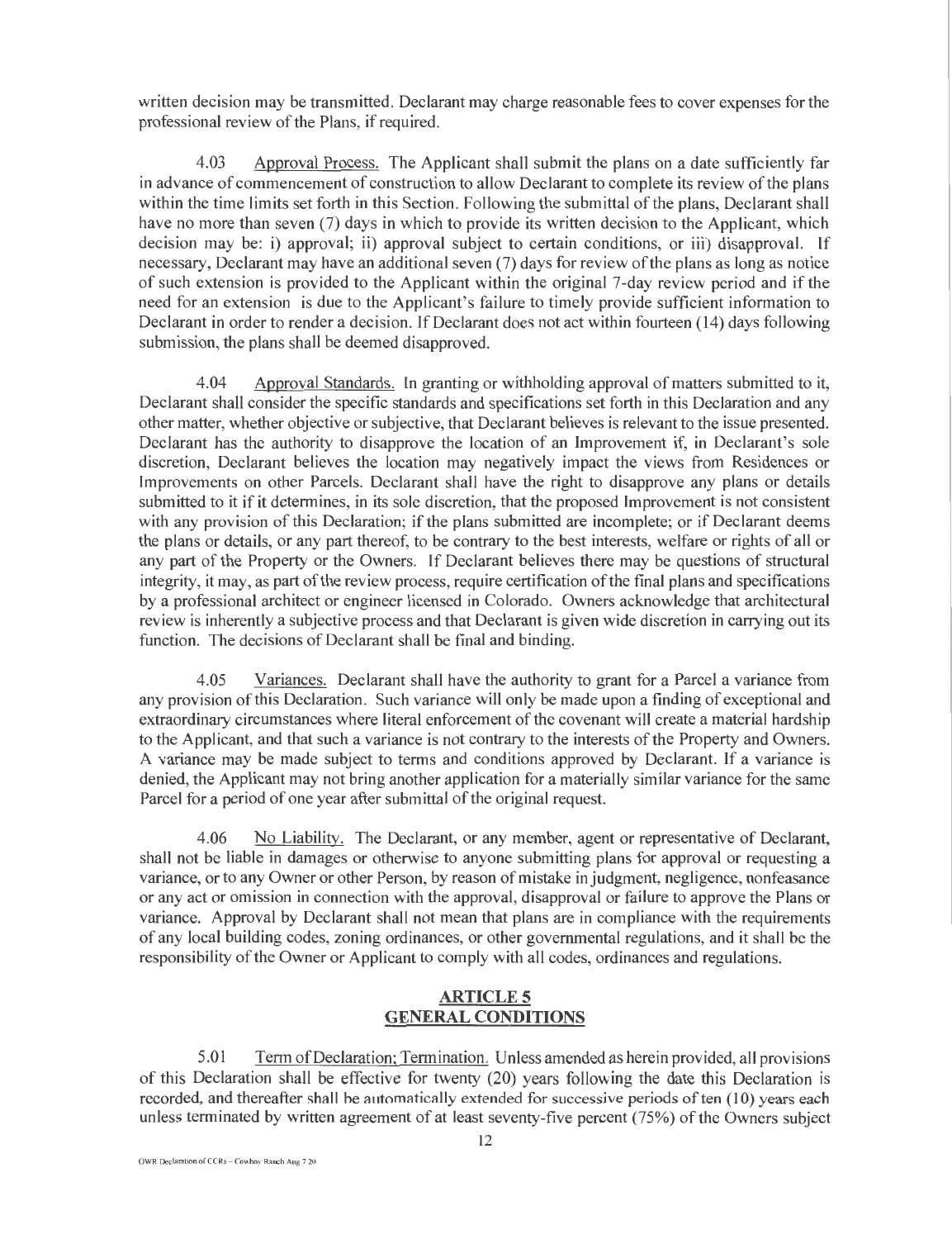written decision may be transmitted. Declarant may charge reasonable fees to cover expenses for the professional review of the Plans, if required.

4.03 Approval Process. The Applicant shall submit the plans on a date sufficiently far in advance of commencement of construction to allow Declarant to complete its review of the plans within the time limits set forth in this Section. Following the submittal of the plans, Declarant shall have no more than seven (7) days in which to provide its written decision to the Applicant, which decision may be: i) approval; ii) approval subject to certain conditions, or iii) disapproval. If necessary, Declarant may have an additional seven (7) days for review of the plans as long as notice of such extension is provided to the Applicant within the original 7-day review period and if the need for an extension is due to the Applicant's failure to timely provide sufficient information to Declarant in order to render a decision. If Declarant does not act within fourteen (14) days following submission, the plans shall be deemed disapproved.

4.04 Approval Standards. In granting or withholding approval of matters submitted to it, Declarant shall consider the specific standards and specifications set forth in this Declaration and any other matter, whether objective or subjective, that Declarant believes is relevant to the issue presented. Declarant has the authority to disapprove the location of an Improvement if, in Declarant's sole discretion, Declarant believes the location may negatively impact the views from Residences or Improvements on other Parcels. Declarant shall have the right to disapprove any plans or details submitted to it if it determines, in its sole discretion, that the proposed Improvement is not consistent with any provision of this Declaration; if the plans submitted are incomplete; or if Declarant deems the plans or details, or any part thereof, to be contrary to the best interests, welfare or rights of all or any part of the Property or the Owners. If Declarant believes there may be questions of structural integrity, it may, as part of the review process, require certification of the final plans and specifications by a professional architect or engineer licensed in Colorado. Owners acknowledge that architectural review is inherently a subjective process and that Declarant is given wide discretion in carrying out its function. The decisions of Declarant shall be final and binding.

4.05 Variances. Declarant shall have the authority to grant for a Parcel a variance from any provision of this Declaration. Such variance will only be made upon a finding of exceptional and extraordinary circumstances where literal enforcement of the covenant will create a material hardship to the Applicant, and that such a variance is not contrary to the interests of the Property and Owners. A variance may be made subject to terms and conditions approved by Declarant. If a variance is denied, the Applicant may not bring another application for a materially similar variance for the same Parcel for a period of one year after submittal of the original request.

4.06 No Liability. The Declarant, or any member, agent or representative of Declarant, shall not be liable in damages or otherwise to anyone submitting plans for approval or requesting a variance, or to any Owner or other Person, by reason of mistake in judgment, negligence, nonfeasance or any act or omission in connection with the approval, disapproval or failure to approve the Plans or variance. Approval by Declarant shall not mean that plans are in compliance with the requirements of any local building codes, zoning ordinances, or other governmental regulations, and it shall be the responsibility of the Owner or Applicant to comply with all codes, ordinances and regulations.

## ARTICLE 5
## GENERAL CONDITIONS

5.01 Term of Declaration; Termination. Unless amended as herein provided, all provisions of this Declaration shall be effective for twenty (20) years following the date this Declaration is recorded, and thereafter shall be automatically extended for successive periods of ten (10) years each unless terminated by written agreement of at least seventy-five percent (75%) of the Owners subject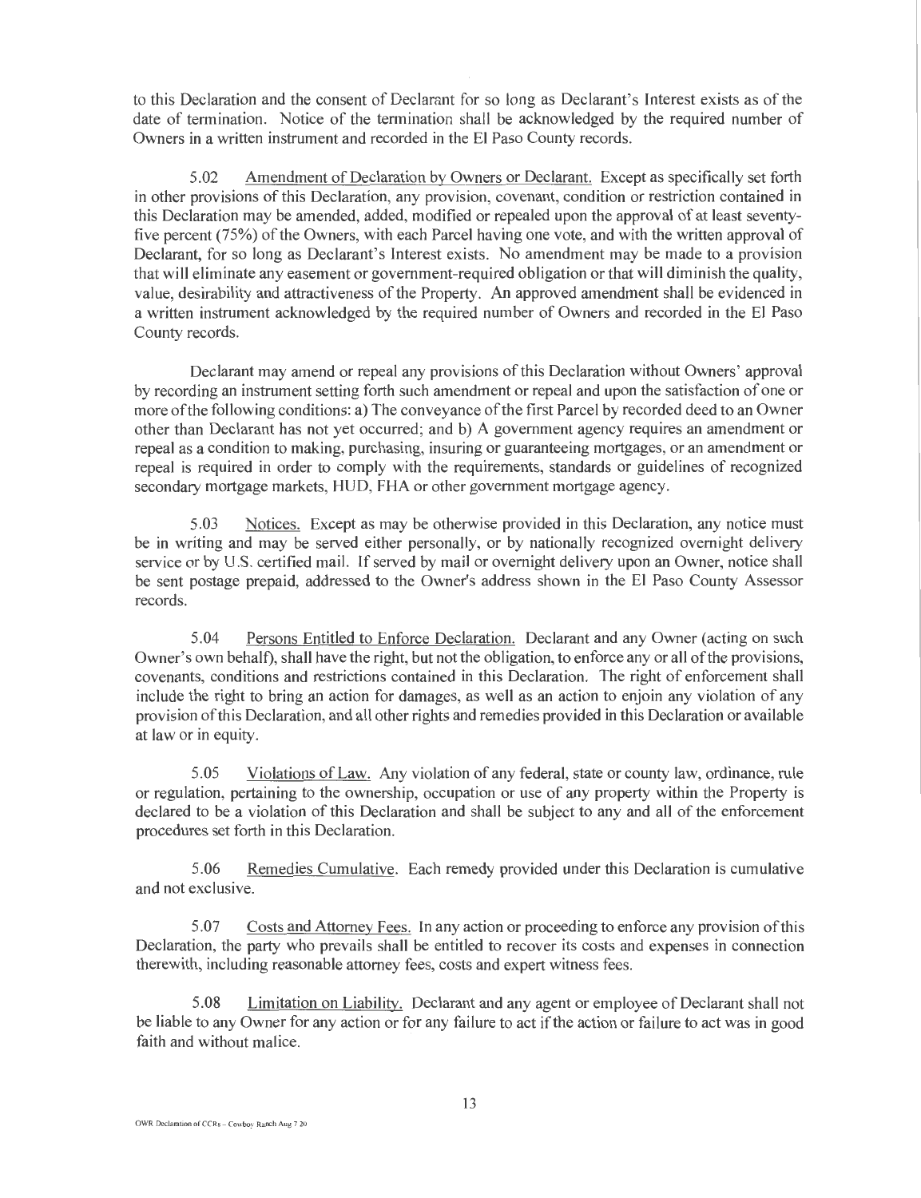to this Declaration and the consent of Declarant for so long as Declarant's Interest exists as of the date of termination. Notice of the termination shall be acknowledged by the required number of Owners in a written instrument and recorded in the El Paso County records.

5.02 Amendment of Declaration by Owners or Declarant. Except as specifically set forth in other provisions of this Declaration, any provision, covenant, condition or restriction contained in this Declaration may be amended, added, modified or repealed upon the approval of at least seventy-five percent (75%) of the Owners, with each Parcel having one vote, and with the written approval of Declarant, for so long as Declarant's Interest exists. No amendment may be made to a provision that will eliminate any easement or government-required obligation or that will diminish the quality, value, desirability and attractiveness of the Property. An approved amendment shall be evidenced in a written instrument acknowledged by the required number of Owners and recorded in the El Paso County records.

Declarant may amend or repeal any provisions of this Declaration without Owners' approval by recording an instrument setting forth such amendment or repeal and upon the satisfaction of one or more of the following conditions: a) The conveyance of the first Parcel by recorded deed to an Owner other than Declarant has not yet occurred; and b) A government agency requires an amendment or repeal as a condition to making, purchasing, insuring or guaranteeing mortgages, or an amendment or repeal is required in order to comply with the requirements, standards or guidelines of recognized secondary mortgage markets, HUD, FHA or other government mortgage agency.

5.03 Notices. Except as may be otherwise provided in this Declaration, any notice must be in writing and may be served either personally, or by nationally recognized overnight delivery service or by U.S. certified mail. If served by mail or overnight delivery upon an Owner, notice shall be sent postage prepaid, addressed to the Owner's address shown in the El Paso County Assessor records.

5.04 Persons Entitled to Enforce Declaration. Declarant and any Owner (acting on such Owner's own behalf), shall have the right, but not the obligation, to enforce any or all of the provisions, covenants, conditions and restrictions contained in this Declaration. The right of enforcement shall include the right to bring an action for damages, as well as an action to enjoin any violation of any provision of this Declaration, and all other rights and remedies provided in this Declaration or available at law or in equity.

5.05 Violations of Law. Any violation of any federal, state or county law, ordinance, rule or regulation, pertaining to the ownership, occupation or use of any property within the Property is declared to be a violation of this Declaration and shall be subject to any and all of the enforcement procedures set forth in this Declaration.

5.06 Remedies Cumulative. Each remedy provided under this Declaration is cumulative and not exclusive.

5.07 Costs and Attorney Fees. In any action or proceeding to enforce any provision of this Declaration, the party who prevails shall be entitled to recover its costs and expenses in connection therewith, including reasonable attorney fees, costs and expert witness fees.

5.08 Limitation on Liability. Declarant and any agent or employee of Declarant shall not be liable to any Owner for any action or for any failure to act if the action or failure to act was in good faith and without malice.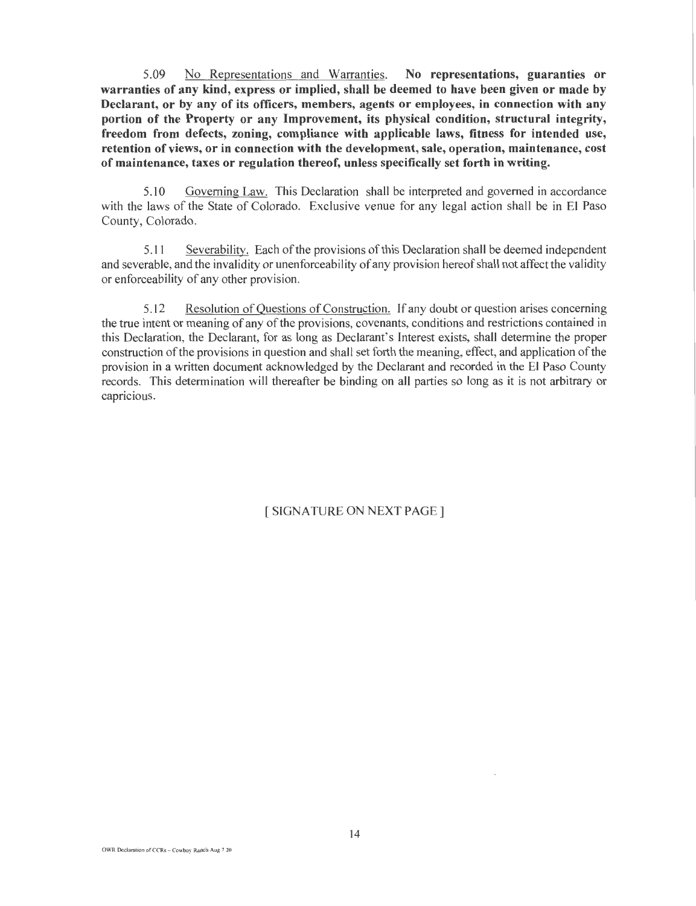5.09 <u>No Representations and Warranties.</u> **No representations, guaranties or warranties of any kind, express or implied, shall be deemed to have been given or made by Declarant, or by any of its officers, members, agents or employees, in connection with any portion of the Property or any Improvement, its physical condition, structural integrity, freedom from defects, zoning, compliance with applicable laws, fitness for intended use, retention of views, or in connection with the development, sale, operation, maintenance, cost of maintenance, taxes or regulation thereof, unless specifically set forth in writing.**

5.10 <u>Governing Law.</u> This Declaration shall be interpreted and governed in accordance with the laws of the State of Colorado. Exclusive venue for any legal action shall be in El Paso County, Colorado.

5.11 <u>Severability.</u> Each of the provisions of this Declaration shall be deemed independent and severable, and the invalidity or unenforceability of any provision hereof shall not affect the validity or enforceability of any other provision.

5.12 <u>Resolution of Questions of Construction.</u> If any doubt or question arises concerning the true intent or meaning of any of the provisions, covenants, conditions and restrictions contained in this Declaration, the Declarant, for as long as Declarant's Interest exists, shall determine the proper construction of the provisions in question and shall set forth the meaning, effect, and application of the provision in a written document acknowledged by the Declarant and recorded in the El Paso County records. This determination will thereafter be binding on all parties so long as it is not arbitrary or capricious.

[ SIGNATURE ON NEXT PAGE ]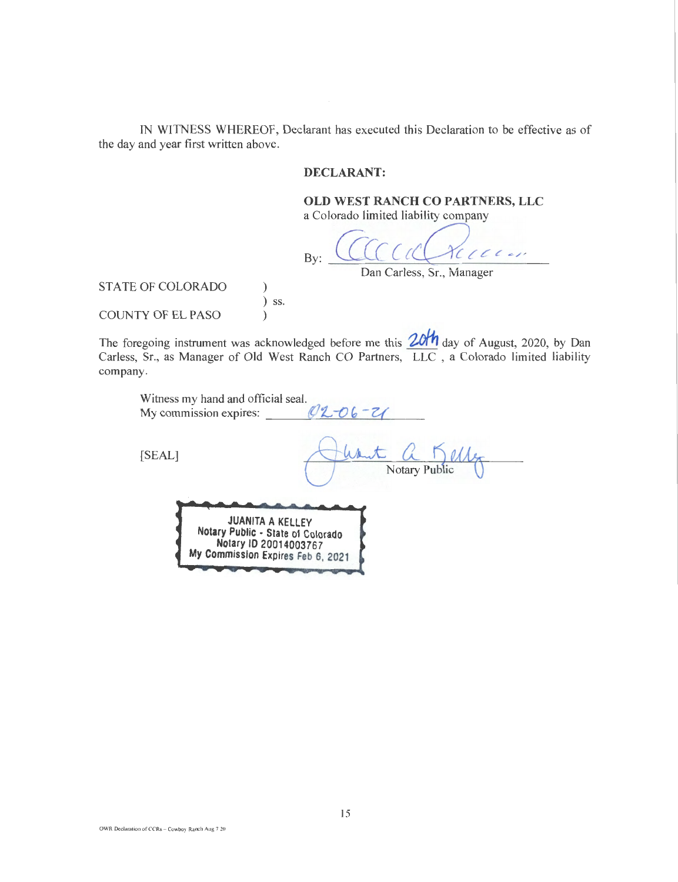IN WITNESS WHEREOF, Declarant has executed this Declaration to be effective as of the day and year first written above.

**DECLARANT:**

**OLD WEST RANCH CO PARTNERS, LLC**
a Colorado limited liability company

By: ______________________________
Dan Carless, Sr., Manager

STATE OF COLORADO )
) ss.
COUNTY OF EL PASO )

The foregoing instrument was acknowledged before me this 20th day of August, 2020, by Dan Carless, Sr., as Manager of Old West Ranch CO Partners, LLC, a Colorado limited liability company.

Witness my hand and official seal.
My commission expires: 02-06-21

[SEAL]

______________________________
Notary Public

JUANITA A KELLEY
Notary Public - State of Colorado
Notary ID 20014003767
My Commission Expires Feb 6, 2021

OWR Declaration of CCRs – Cowboy Ranch Aug 7 20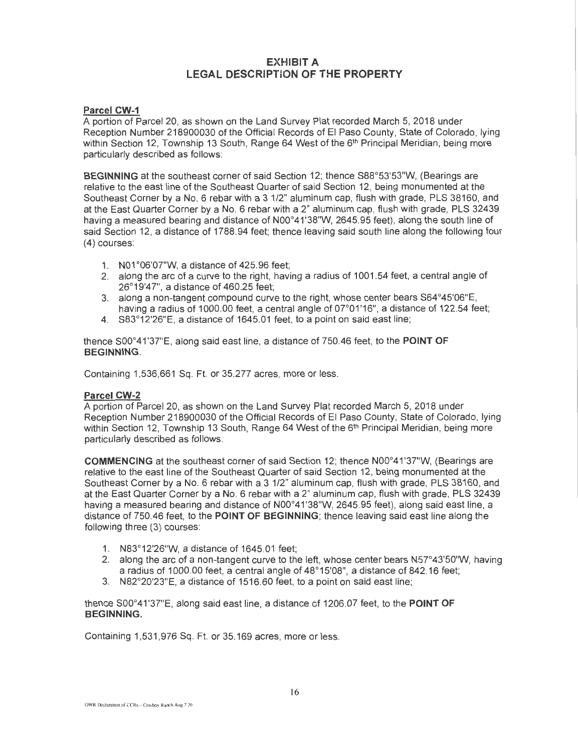# EXHIBIT A
# LEGAL DESCRIPTION OF THE PROPERTY

**Parcel CW-1**

A portion of Parcel 20, as shown on the Land Survey Plat recorded March 5, 2018 under Reception Number 218900030 of the Official Records of El Paso County, State of Colorado, lying within Section 12, Township 13 South, Range 64 West of the 6th Principal Meridian, being more particularly described as follows:

**BEGINNING** at the southeast corner of said Section 12; thence S88°53'53"W, (Bearings are relative to the east line of the Southeast Quarter of said Section 12, being monumented at the Southeast Corner by a No. 6 rebar with a 3 1/2" aluminum cap, flush with grade, PLS 38160, and at the East Quarter Corner by a No. 6 rebar with a 2" aluminum cap, flush with grade, PLS 32439 having a measured bearing and distance of N00°41'38"W, 2645.95 feet), along the south line of said Section 12, a distance of 1788.94 feet; thence leaving said south line along the following four (4) courses:

1. N01°06'07"W, a distance of 425.96 feet;
2. along the arc of a curve to the right, having a radius of 1001.54 feet, a central angle of 26°19'47", a distance of 460.25 feet;
3. along a non-tangent compound curve to the right, whose center bears S64°45'06"E, having a radius of 1000.00 feet, a central angle of 07°01'16", a distance of 122.54 feet;
4. S83°12'26"E, a distance of 1645.01 feet, to a point on said east line;

thence S00°41'37"E, along said east line, a distance of 750.46 feet, to the **POINT OF BEGINNING**.

Containing 1,536,661 Sq. Ft. or 35.277 acres, more or less.

**Parcel CW-2**

A portion of Parcel 20, as shown on the Land Survey Plat recorded March 5, 2018 under Reception Number 218900030 of the Official Records of El Paso County, State of Colorado, lying within Section 12, Township 13 South, Range 64 West of the 6th Principal Meridian, being more particularly described as follows:

**COMMENCING** at the southeast corner of said Section 12; thence N00°41'37"W, (Bearings are relative to the east line of the Southeast Quarter of said Section 12, being monumented at the Southeast Corner by a No. 6 rebar with a 3 1/2" aluminum cap, flush with grade, PLS 38160, and at the East Quarter Corner by a No. 6 rebar with a 2" aluminum cap, flush with grade, PLS 32439 having a measured bearing and distance of N00°41'38"W, 2645.95 feet), along said east line, a distance of 750.46 feet, to the **POINT OF BEGINNING**; thence leaving said east line along the following three (3) courses:

1. N83°12'26"W, a distance of 1645.01 feet;
2. along the arc of a non-tangent curve to the left, whose center bears N57°43'50"W, having a radius of 1000.00 feet, a central angle of 48°15'08", a distance of 842.16 feet;
3. N82°20'23"E, a distance of 1516.60 feet, to a point on said east line;

thence S00°41'37"E, along said east line, a distance of 1206.07 feet, to the **POINT OF BEGINNING.**

Containing 1,531,976 Sq. Ft. or 35.169 acres, more or less.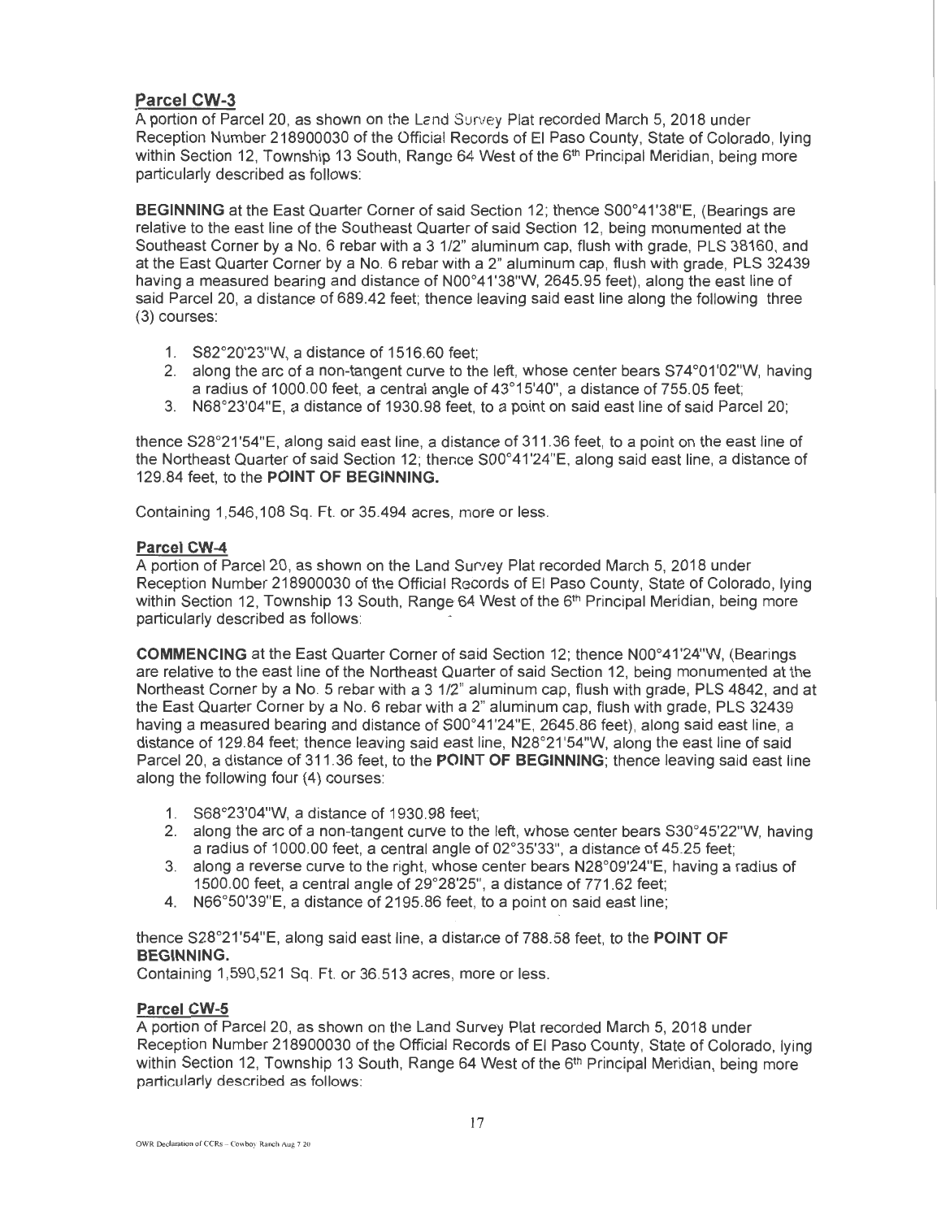## Parcel CW-3

A portion of Parcel 20, as shown on the Land Survey Plat recorded March 5, 2018 under Reception Number 218900030 of the Official Records of El Paso County, State of Colorado, lying within Section 12, Township 13 South, Range 64 West of the 6th Principal Meridian, being more particularly described as follows:

**BEGINNING** at the East Quarter Corner of said Section 12; thence S00°41'38"E, (Bearings are relative to the east line of the Southeast Quarter of said Section 12, being monumented at the Southeast Corner by a No. 6 rebar with a 3 1/2" aluminum cap, flush with grade, PLS 38160, and at the East Quarter Corner by a No. 6 rebar with a 2" aluminum cap, flush with grade, PLS 32439 having a measured bearing and distance of N00°41'38"W, 2645.95 feet), along the east line of said Parcel 20, a distance of 689.42 feet; thence leaving said east line along the following three (3) courses:

1. S82°20'23"W, a distance of 1516.60 feet;
2. along the arc of a non-tangent curve to the left, whose center bears S74°01'02"W, having a radius of 1000.00 feet, a central angle of 43°15'40", a distance of 755.05 feet;
3. N68°23'04"E, a distance of 1930.98 feet, to a point on said east line of said Parcel 20;

thence S28°21'54"E, along said east line, a distance of 311.36 feet, to a point on the east line of the Northeast Quarter of said Section 12; thence S00°41'24"E, along said east line, a distance of 129.84 feet, to the **POINT OF BEGINNING.**

Containing 1,546,108 Sq. Ft. or 35.494 acres, more or less.

## Parcel CW-4

A portion of Parcel 20, as shown on the Land Survey Plat recorded March 5, 2018 under Reception Number 218900030 of the Official Records of El Paso County, State of Colorado, lying within Section 12, Township 13 South, Range 64 West of the 6th Principal Meridian, being more particularly described as follows:

**COMMENCING** at the East Quarter Corner of said Section 12; thence N00°41'24"W, (Bearings are relative to the east line of the Northeast Quarter of said Section 12, being monumented at the Northeast Corner by a No. 5 rebar with a 3 1/2" aluminum cap, flush with grade, PLS 4842, and at the East Quarter Corner by a No. 6 rebar with a 2" aluminum cap, flush with grade, PLS 32439 having a measured bearing and distance of S00°41'24"E, 2645.86 feet), along said east line, a distance of 129.84 feet; thence leaving said east line, N28°21'54"W, along the east line of said Parcel 20, a distance of 311.36 feet, to the **POINT OF BEGINNING**; thence leaving said east line along the following four (4) courses:

1. S68°23'04"W, a distance of 1930.98 feet;
2. along the arc of a non-tangent curve to the left, whose center bears S30°45'22"W, having a radius of 1000.00 feet, a central angle of 02°35'33", a distance of 45.25 feet;
3. along a reverse curve to the right, whose center bears N28°09'24"E, having a radius of 1500.00 feet, a central angle of 29°28'25", a distance of 771.62 feet;
4. N66°50'39"E, a distance of 2195.86 feet, to a point on said east line;

thence S28°21'54"E, along said east line, a distance of 788.58 feet, to the **POINT OF BEGINNING.**

Containing 1,590,521 Sq. Ft. or 36.513 acres, more or less.

## Parcel CW-5

A portion of Parcel 20, as shown on the Land Survey Plat recorded March 5, 2018 under Reception Number 218900030 of the Official Records of El Paso County, State of Colorado, lying within Section 12, Township 13 South, Range 64 West of the 6th Principal Meridian, being more particularly described as follows: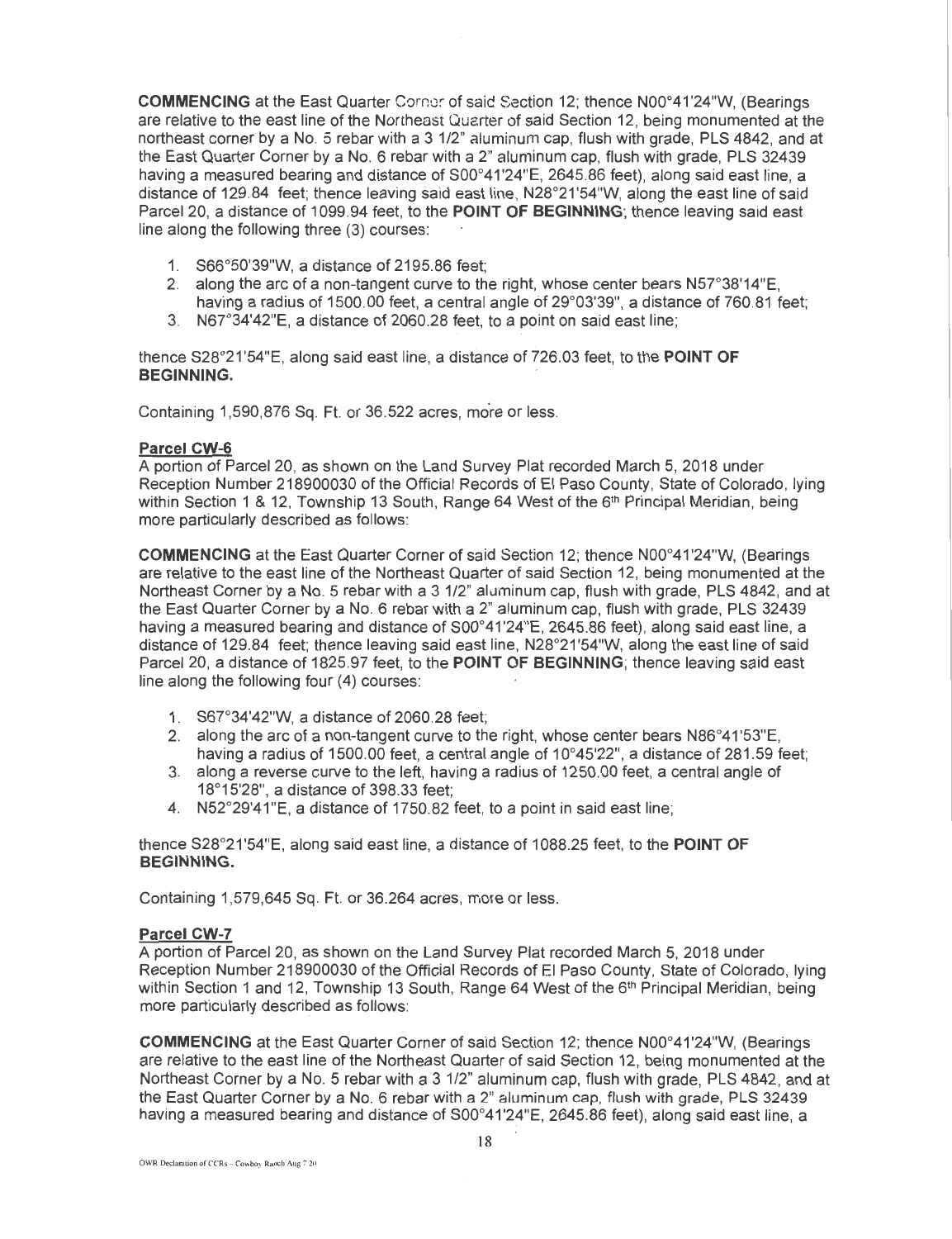**COMMENCING** at the East Quarter Corner of said Section 12; thence N00°41'24"W, (Bearings are relative to the east line of the Northeast Quarter of said Section 12, being monumented at the northeast corner by a No. 5 rebar with a 3 1/2" aluminum cap, flush with grade, PLS 4842, and at the East Quarter Corner by a No. 6 rebar with a 2" aluminum cap, flush with grade, PLS 32439 having a measured bearing and distance of S00°41'24"E, 2645.86 feet), along said east line, a distance of 129.84 feet; thence leaving said east line, N28°21'54"W, along the east line of said Parcel 20, a distance of 1099.94 feet, to the **POINT OF BEGINNING**; thence leaving said east line along the following three (3) courses:

1. S66°50'39"W, a distance of 2195.86 feet;
2. along the arc of a non-tangent curve to the right, whose center bears N57°38'14"E, having a radius of 1500.00 feet, a central angle of 29°03'39", a distance of 760.81 feet;
3. N67°34'42"E, a distance of 2060.28 feet, to a point on said east line;

thence S28°21'54"E, along said east line, a distance of 726.03 feet, to the **POINT OF BEGINNING.**

Containing 1,590,876 Sq. Ft. or 36.522 acres, more or less.

**Parcel CW-6**

A portion of Parcel 20, as shown on the Land Survey Plat recorded March 5, 2018 under Reception Number 218900030 of the Official Records of El Paso County, State of Colorado, lying within Section 1 & 12, Township 13 South, Range 64 West of the 6th Principal Meridian, being more particularly described as follows:

**COMMENCING** at the East Quarter Corner of said Section 12; thence N00°41'24"W, (Bearings are relative to the east line of the Northeast Quarter of said Section 12, being monumented at the Northeast Corner by a No. 5 rebar with a 3 1/2" aluminum cap, flush with grade, PLS 4842, and at the East Quarter Corner by a No. 6 rebar with a 2" aluminum cap, flush with grade, PLS 32439 having a measured bearing and distance of S00°41'24"E, 2645.86 feet), along said east line, a distance of 129.84 feet; thence leaving said east line, N28°21'54"W, along the east line of said Parcel 20, a distance of 1825.97 feet, to the **POINT OF BEGINNING**; thence leaving said east line along the following four (4) courses:

1. S67°34'42"W, a distance of 2060.28 feet;
2. along the arc of a non-tangent curve to the right, whose center bears N86°41'53"E, having a radius of 1500.00 feet, a central angle of 10°45'22", a distance of 281.59 feet;
3. along a reverse curve to the left, having a radius of 1250.00 feet, a central angle of 18°15'28", a distance of 398.33 feet;
4. N52°29'41"E, a distance of 1750.82 feet, to a point in said east line;

thence S28°21'54"E, along said east line, a distance of 1088.25 feet, to the **POINT OF BEGINNING.**

Containing 1,579,645 Sq. Ft. or 36.264 acres, more or less.

**Parcel CW-7**

A portion of Parcel 20, as shown on the Land Survey Plat recorded March 5, 2018 under Reception Number 218900030 of the Official Records of El Paso County, State of Colorado, lying within Section 1 and 12, Township 13 South, Range 64 West of the 6th Principal Meridian, being more particularly described as follows:

**COMMENCING** at the East Quarter Corner of said Section 12; thence N00°41'24"W, (Bearings are relative to the east line of the Northeast Quarter of said Section 12, being monumented at the Northeast Corner by a No. 5 rebar with a 3 1/2" aluminum cap, flush with grade, PLS 4842, and at the East Quarter Corner by a No. 6 rebar with a 2" aluminum cap, flush with grade, PLS 32439 having a measured bearing and distance of S00°41'24"E, 2645.86 feet), along said east line, a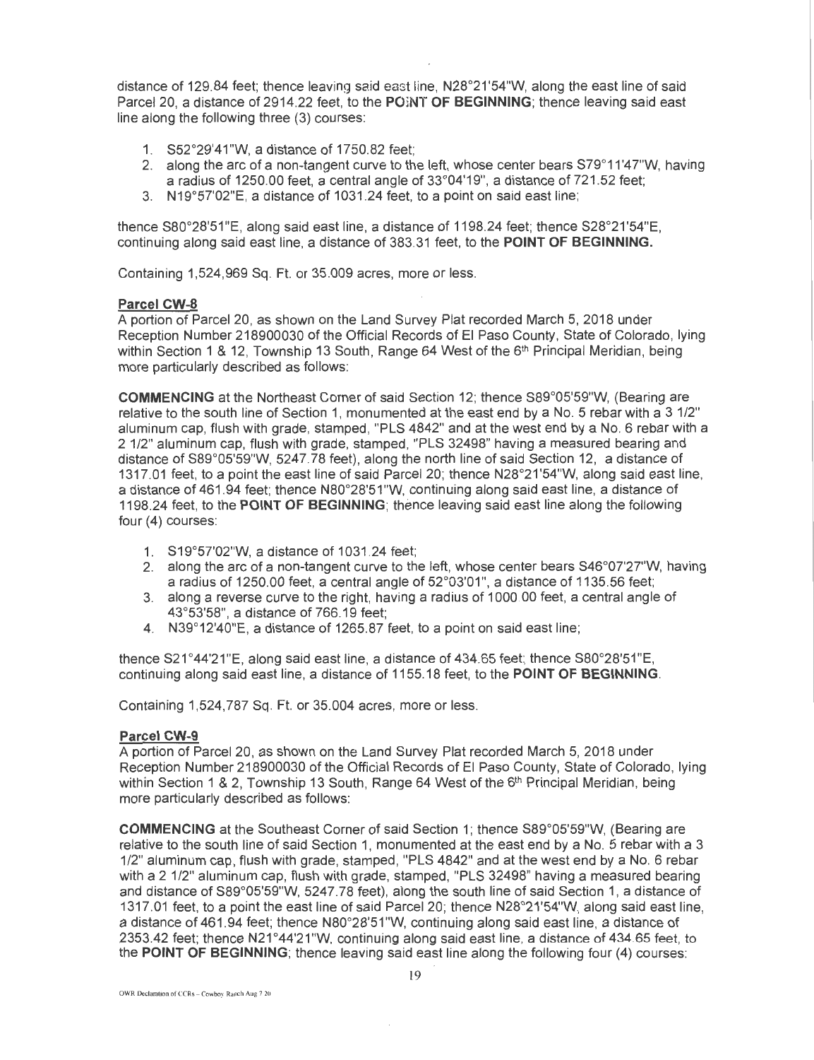distance of 129.84 feet; thence leaving said east line, N28°21'54"W, along the east line of said Parcel 20, a distance of 2914.22 feet, to the **POINT OF BEGINNING**; thence leaving said east line along the following three (3) courses:

1. S52°29'41"W, a distance of 1750.82 feet;
2. along the arc of a non-tangent curve to the left, whose center bears S79°11'47"W, having a radius of 1250.00 feet, a central angle of 33°04'19", a distance of 721.52 feet;
3. N19°57'02"E, a distance of 1031.24 feet, to a point on said east line;

thence S80°28'51"E, along said east line, a distance of 1198.24 feet; thence S28°21'54"E, continuing along said east line, a distance of 383.31 feet, to the **POINT OF BEGINNING.**

Containing 1,524,969 Sq. Ft. or 35.009 acres, more or less.

**Parcel CW-8**

A portion of Parcel 20, as shown on the Land Survey Plat recorded March 5, 2018 under Reception Number 218900030 of the Official Records of El Paso County, State of Colorado, lying within Section 1 & 12, Township 13 South, Range 64 West of the 6th Principal Meridian, being more particularly described as follows:

**COMMENCING** at the Northeast Corner of said Section 12; thence S89°05'59"W, (Bearing are relative to the south line of Section 1, monumented at the east end by a No. 5 rebar with a 3 1/2" aluminum cap, flush with grade, stamped, "PLS 4842" and at the west end by a No. 6 rebar with a 2 1/2" aluminum cap, flush with grade, stamped, "PLS 32498" having a measured bearing and distance of S89°05'59"W, 5247.78 feet), along the north line of said Section 12, a distance of 1317.01 feet, to a point the east line of said Parcel 20; thence N28°21'54"W, along said east line, a distance of 461.94 feet; thence N80°28'51"W, continuing along said east line, a distance of 1198.24 feet, to the **POINT OF BEGINNING**; thence leaving said east line along the following four (4) courses:

1. S19°57'02"W, a distance of 1031.24 feet;
2. along the arc of a non-tangent curve to the left, whose center bears S46°07'27"W, having a radius of 1250.00 feet, a central angle of 52°03'01", a distance of 1135.56 feet;
3. along a reverse curve to the right, having a radius of 1000.00 feet, a central angle of 43°53'58", a distance of 766.19 feet;
4. N39°12'40"E, a distance of 1265.87 feet, to a point on said east line;

thence S21°44'21"E, along said east line, a distance of 434.65 feet; thence S80°28'51"E, continuing along said east line, a distance of 1155.18 feet, to the **POINT OF BEGINNING**.

Containing 1,524,787 Sq. Ft. or 35.004 acres, more or less.

**Parcel CW-9**

A portion of Parcel 20, as shown on the Land Survey Plat recorded March 5, 2018 under Reception Number 218900030 of the Official Records of El Paso County, State of Colorado, lying within Section 1 & 2, Township 13 South, Range 64 West of the 6th Principal Meridian, being more particularly described as follows:

**COMMENCING** at the Southeast Corner of said Section 1; thence S89°05'59"W, (Bearing are relative to the south line of said Section 1, monumented at the east end by a No. 5 rebar with a 3 1/2" aluminum cap, flush with grade, stamped, "PLS 4842" and at the west end by a No. 6 rebar with a 2 1/2" aluminum cap, flush with grade, stamped, "PLS 32498" having a measured bearing and distance of S89°05'59"W, 5247.78 feet), along the south line of said Section 1, a distance of 1317.01 feet, to a point the east line of said Parcel 20; thence N28°21'54"W, along said east line, a distance of 461.94 feet; thence N80°28'51"W, continuing along said east line, a distance of 2353.42 feet; thence N21°44'21"W, continuing along said east line, a distance of 434.65 feet, to the **POINT OF BEGINNING**; thence leaving said east line along the following four (4) courses: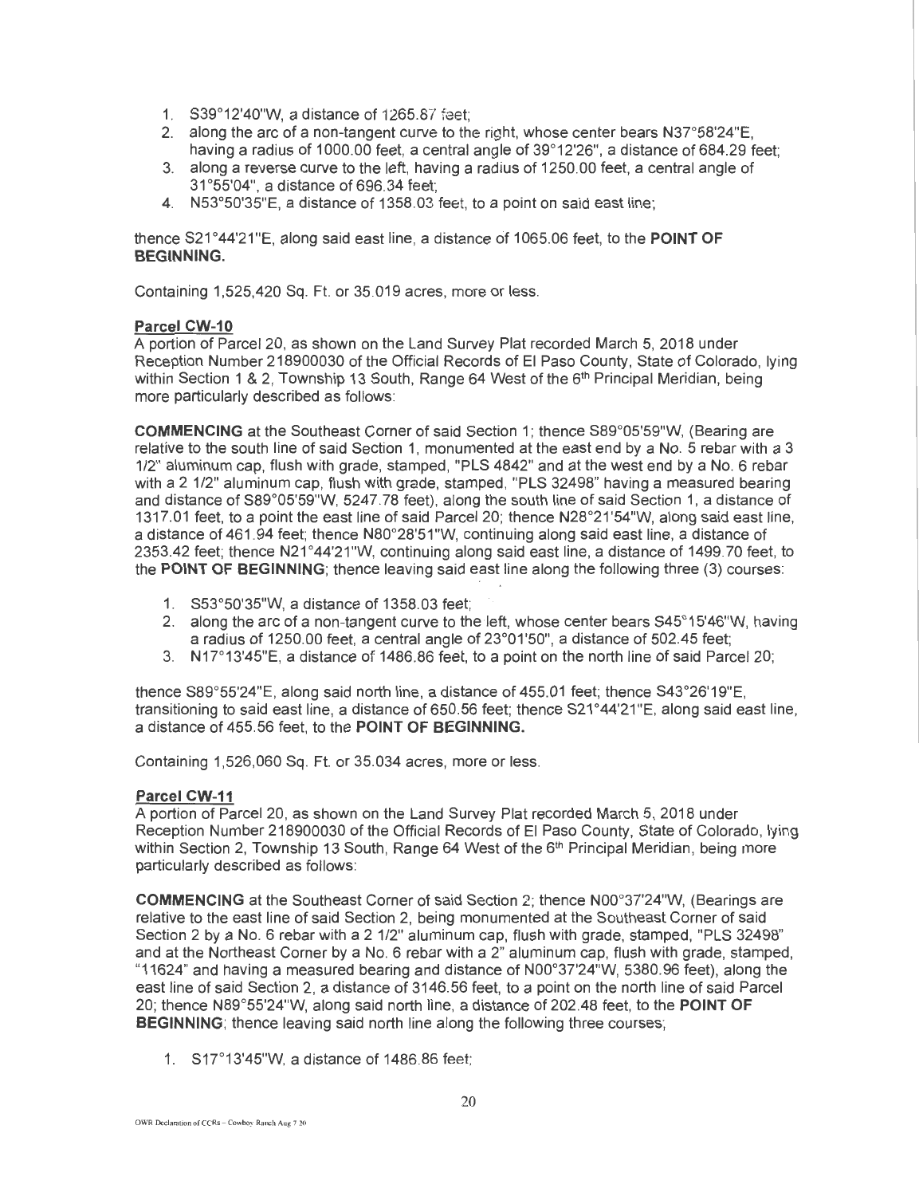1. S39°12'40"W, a distance of 1265.87 feet;
2. along the arc of a non-tangent curve to the right, whose center bears N37°58'24"E, having a radius of 1000.00 feet, a central angle of 39°12'26", a distance of 684.29 feet;
3. along a reverse curve to the left, having a radius of 1250.00 feet, a central angle of 31°55'04", a distance of 696.34 feet;
4. N53°50'35"E, a distance of 1358.03 feet, to a point on said east line;

thence S21°44'21"E, along said east line, a distance of 1065.06 feet, to the **POINT OF BEGINNING.**

Containing 1,525,420 Sq. Ft. or 35.019 acres, more or less.

**Parcel CW-10**

A portion of Parcel 20, as shown on the Land Survey Plat recorded March 5, 2018 under Reception Number 218900030 of the Official Records of El Paso County, State of Colorado, lying within Section 1 & 2, Township 13 South, Range 64 West of the 6th Principal Meridian, being more particularly described as follows:

**COMMENCING** at the Southeast Corner of said Section 1; thence S89°05'59"W, (Bearing are relative to the south line of said Section 1, monumented at the east end by a No. 5 rebar with a 3 1/2" aluminum cap, flush with grade, stamped, "PLS 4842" and at the west end by a No. 6 rebar with a 2 1/2" aluminum cap, flush with grade, stamped, "PLS 32498" having a measured bearing and distance of S89°05'59"W, 5247.78 feet), along the south line of said Section 1, a distance of 1317.01 feet, to a point the east line of said Parcel 20; thence N28°21'54"W, along said east line, a distance of 461.94 feet; thence N80°28'51"W, continuing along said east line, a distance of 2353.42 feet; thence N21°44'21"W, continuing along said east line, a distance of 1499.70 feet, to the **POINT OF BEGINNING**; thence leaving said east line along the following three (3) courses:

1. S53°50'35"W, a distance of 1358.03 feet;
2. along the arc of a non-tangent curve to the left, whose center bears S45°15'46"W, having a radius of 1250.00 feet, a central angle of 23°01'50", a distance of 502.45 feet;
3. N17°13'45"E, a distance of 1486.86 feet, to a point on the north line of said Parcel 20;

thence S89°55'24"E, along said north line, a distance of 455.01 feet; thence S43°26'19"E, transitioning to said east line, a distance of 650.56 feet; thence S21°44'21"E, along said east line, a distance of 455.56 feet, to the **POINT OF BEGINNING.**

Containing 1,526,060 Sq. Ft. or 35.034 acres, more or less.

**Parcel CW-11**

A portion of Parcel 20, as shown on the Land Survey Plat recorded March 5, 2018 under Reception Number 218900030 of the Official Records of El Paso County, State of Colorado, lying within Section 2, Township 13 South, Range 64 West of the 6th Principal Meridian, being more particularly described as follows:

**COMMENCING** at the Southeast Corner of said Section 2; thence N00°37'24"W, (Bearings are relative to the east line of said Section 2, being monumented at the Southeast Corner of said Section 2 by a No. 6 rebar with a 2 1/2" aluminum cap, flush with grade, stamped, "PLS 32498" and at the Northeast Corner by a No. 6 rebar with a 2" aluminum cap, flush with grade, stamped, "11624" and having a measured bearing and distance of N00°37'24"W, 5380.96 feet), along the east line of said Section 2, a distance of 3146.56 feet, to a point on the north line of said Parcel 20; thence N89°55'24"W, along said north line, a distance of 202.48 feet, to the **POINT OF BEGINNING**; thence leaving said north line along the following three courses;

1. S17°13'45"W, a distance of 1486.86 feet;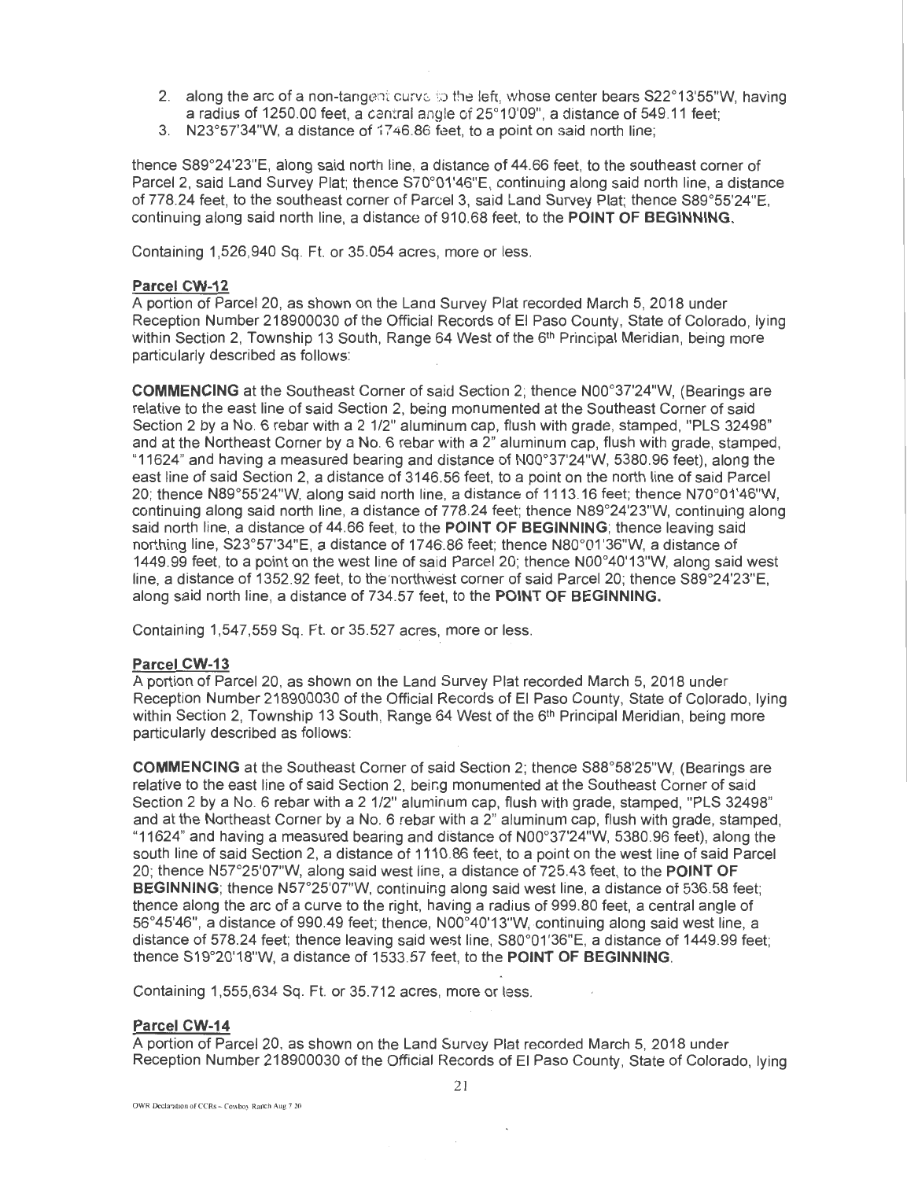2. along the arc of a non-tangent curve to the left, whose center bears S22°13'55"W, having a radius of 1250.00 feet, a central angle of 25°10'09", a distance of 549.11 feet;
3. N23°57'34"W, a distance of 1746.86 feet, to a point on said north line;

thence S89°24'23"E, along said north line, a distance of 44.66 feet, to the southeast corner of Parcel 2, said Land Survey Plat; thence S70°01'46"E, continuing along said north line, a distance of 778.24 feet, to the southeast corner of Parcel 3, said Land Survey Plat; thence S89°55'24"E, continuing along said north line, a distance of 910.68 feet, to the **POINT OF BEGINNING.**

Containing 1,526,940 Sq. Ft. or 35.054 acres, more or less.

**Parcel CW-12**

A portion of Parcel 20, as shown on the Land Survey Plat recorded March 5, 2018 under Reception Number 218900030 of the Official Records of El Paso County, State of Colorado, lying within Section 2, Township 13 South, Range 64 West of the 6th Principal Meridian, being more particularly described as follows:

**COMMENCING** at the Southeast Corner of said Section 2; thence N00°37'24"W, (Bearings are relative to the east line of said Section 2, being monumented at the Southeast Corner of said Section 2 by a No. 6 rebar with a 2 1/2" aluminum cap, flush with grade, stamped, "PLS 32498" and at the Northeast Corner by a No. 6 rebar with a 2" aluminum cap, flush with grade, stamped, "11624" and having a measured bearing and distance of N00°37'24"W, 5380.96 feet), along the east line of said Section 2, a distance of 3146.56 feet, to a point on the north line of said Parcel 20; thence N89°55'24"W, along said north line, a distance of 1113.16 feet; thence N70°01'46"W, continuing along said north line, a distance of 778.24 feet; thence N89°24'23"W, continuing along said north line, a distance of 44.66 feet, to the **POINT OF BEGINNING**; thence leaving said northing line, S23°57'34"E, a distance of 1746.86 feet; thence N80°01'36"W, a distance of 1449.99 feet, to a point on the west line of said Parcel 20; thence N00°40'13"W, along said west line, a distance of 1352.92 feet, to the northwest corner of said Parcel 20; thence S89°24'23"E, along said north line, a distance of 734.57 feet, to the **POINT OF BEGINNING.**

Containing 1,547,559 Sq. Ft. or 35.527 acres, more or less.

**Parcel CW-13**

A portion of Parcel 20, as shown on the Land Survey Plat recorded March 5, 2018 under Reception Number 218900030 of the Official Records of El Paso County, State of Colorado, lying within Section 2, Township 13 South, Range 64 West of the 6th Principal Meridian, being more particularly described as follows:

**COMMENCING** at the Southeast Corner of said Section 2; thence S88°58'25"W, (Bearings are relative to the east line of said Section 2, being monumented at the Southeast Corner of said Section 2 by a No. 6 rebar with a 2 1/2" aluminum cap, flush with grade, stamped, "PLS 32498" and at the Northeast Corner by a No. 6 rebar with a 2" aluminum cap, flush with grade, stamped, "11624" and having a measured bearing and distance of N00°37'24"W, 5380.96 feet), along the south line of said Section 2, a distance of 1110.86 feet, to a point on the west line of said Parcel 20; thence N57°25'07"W, along said west line, a distance of 725.43 feet, to the **POINT OF BEGINNING**; thence N57°25'07"W, continuing along said west line, a distance of 536.58 feet; thence along the arc of a curve to the right, having a radius of 999.80 feet, a central angle of 56°45'46", a distance of 990.49 feet; thence, N00°40'13"W, continuing along said west line, a distance of 578.24 feet; thence leaving said west line, S80°01'36"E, a distance of 1449.99 feet; thence S19°20'18"W, a distance of 1533.57 feet, to the **POINT OF BEGINNING**.

Containing 1,555,634 Sq. Ft. or 35.712 acres, more or less.

**Parcel CW-14**

A portion of Parcel 20, as shown on the Land Survey Plat recorded March 5, 2018 under Reception Number 218900030 of the Official Records of El Paso County, State of Colorado, lying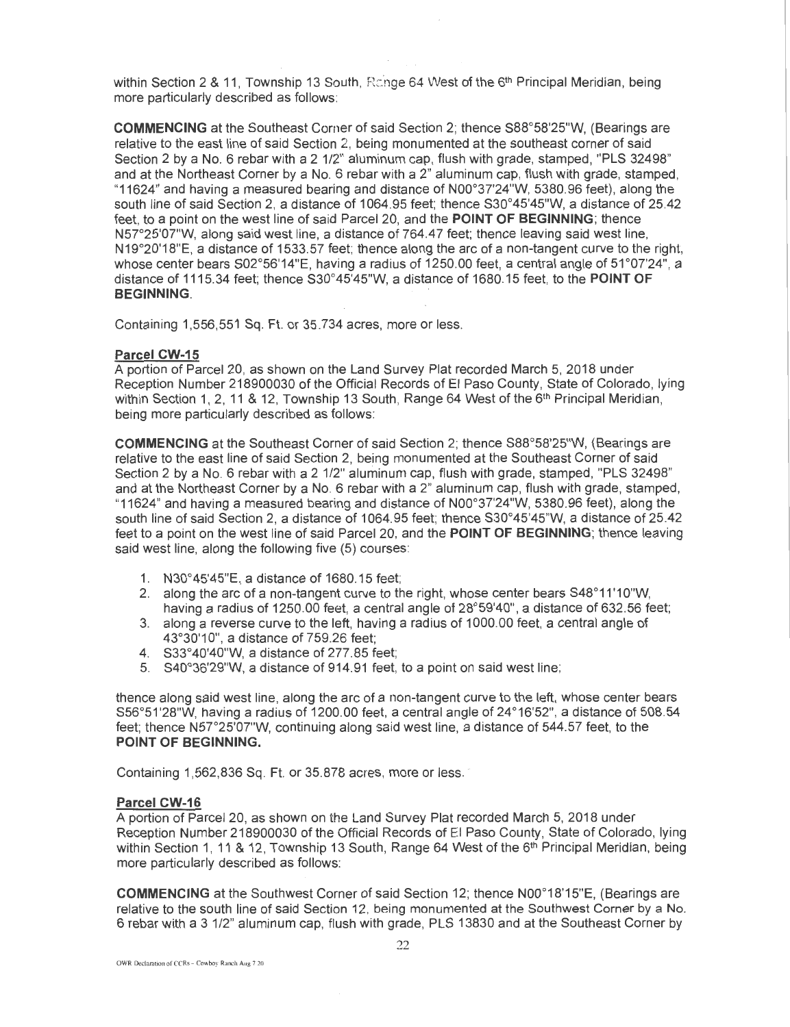within Section 2 & 11, Township 13 South, Range 64 West of the 6th Principal Meridian, being more particularly described as follows:

**COMMENCING** at the Southeast Corner of said Section 2; thence S88°58'25"W, (Bearings are relative to the east line of said Section 2, being monumented at the southeast corner of said Section 2 by a No. 6 rebar with a 2 1/2" aluminum cap, flush with grade, stamped, "PLS 32498" and at the Northeast Corner by a No. 6 rebar with a 2" aluminum cap, flush with grade, stamped, "11624" and having a measured bearing and distance of N00°37'24"W, 5380.96 feet), along the south line of said Section 2, a distance of 1064.95 feet; thence S30°45'45"W, a distance of 25.42 feet, to a point on the west line of said Parcel 20, and the **POINT OF BEGINNING**; thence N57°25'07"W, along said west line, a distance of 764.47 feet; thence leaving said west line, N19°20'18"E, a distance of 1533.57 feet; thence along the arc of a non-tangent curve to the right, whose center bears S02°56'14"E, having a radius of 1250.00 feet, a central angle of 51°07'24", a distance of 1115.34 feet; thence S30°45'45"W, a distance of 1680.15 feet, to the **POINT OF BEGINNING**.

Containing 1,556,551 Sq. Ft. or 35.734 acres, more or less.

**Parcel CW-15**

A portion of Parcel 20, as shown on the Land Survey Plat recorded March 5, 2018 under Reception Number 218900030 of the Official Records of El Paso County, State of Colorado, lying within Section 1, 2, 11 & 12, Township 13 South, Range 64 West of the 6th Principal Meridian, being more particularly described as follows:

**COMMENCING** at the Southeast Corner of said Section 2; thence S88°58'25"W, (Bearings are relative to the east line of said Section 2, being monumented at the Southeast Corner of said Section 2 by a No. 6 rebar with a 2 1/2" aluminum cap, flush with grade, stamped, "PLS 32498" and at the Northeast Corner by a No. 6 rebar with a 2" aluminum cap, flush with grade, stamped, "11624" and having a measured bearing and distance of N00°37'24"W, 5380.96 feet), along the south line of said Section 2, a distance of 1064.95 feet; thence S30°45'45"W, a distance of 25.42 feet to a point on the west line of said Parcel 20, and the **POINT OF BEGINNING**; thence leaving said west line, along the following five (5) courses:

1. N30°45'45"E, a distance of 1680.15 feet;
2. along the arc of a non-tangent curve to the right, whose center bears S48°11'10"W, having a radius of 1250.00 feet, a central angle of 28°59'40", a distance of 632.56 feet;
3. along a reverse curve to the left, having a radius of 1000.00 feet, a central angle of 43°30'10", a distance of 759.26 feet;
4. S33°40'40"W, a distance of 277.85 feet;
5. S40°36'29"W, a distance of 914.91 feet, to a point on said west line;

thence along said west line, along the arc of a non-tangent curve to the left, whose center bears S56°51'28"W, having a radius of 1200.00 feet, a central angle of 24°16'52", a distance of 508.54 feet; thence N57°25'07"W, continuing along said west line, a distance of 544.57 feet, to the **POINT OF BEGINNING.**

Containing 1,562,836 Sq. Ft. or 35.878 acres, more or less.

**Parcel CW-16**

A portion of Parcel 20, as shown on the Land Survey Plat recorded March 5, 2018 under Reception Number 218900030 of the Official Records of El Paso County, State of Colorado, lying within Section 1, 11 & 12, Township 13 South, Range 64 West of the 6th Principal Meridian, being more particularly described as follows:

**COMMENCING** at the Southwest Corner of said Section 12; thence N00°18'15"E, (Bearings are relative to the south line of said Section 12, being monumented at the Southwest Corner by a No. 6 rebar with a 3 1/2" aluminum cap, flush with grade, PLS 13830 and at the Southeast Corner by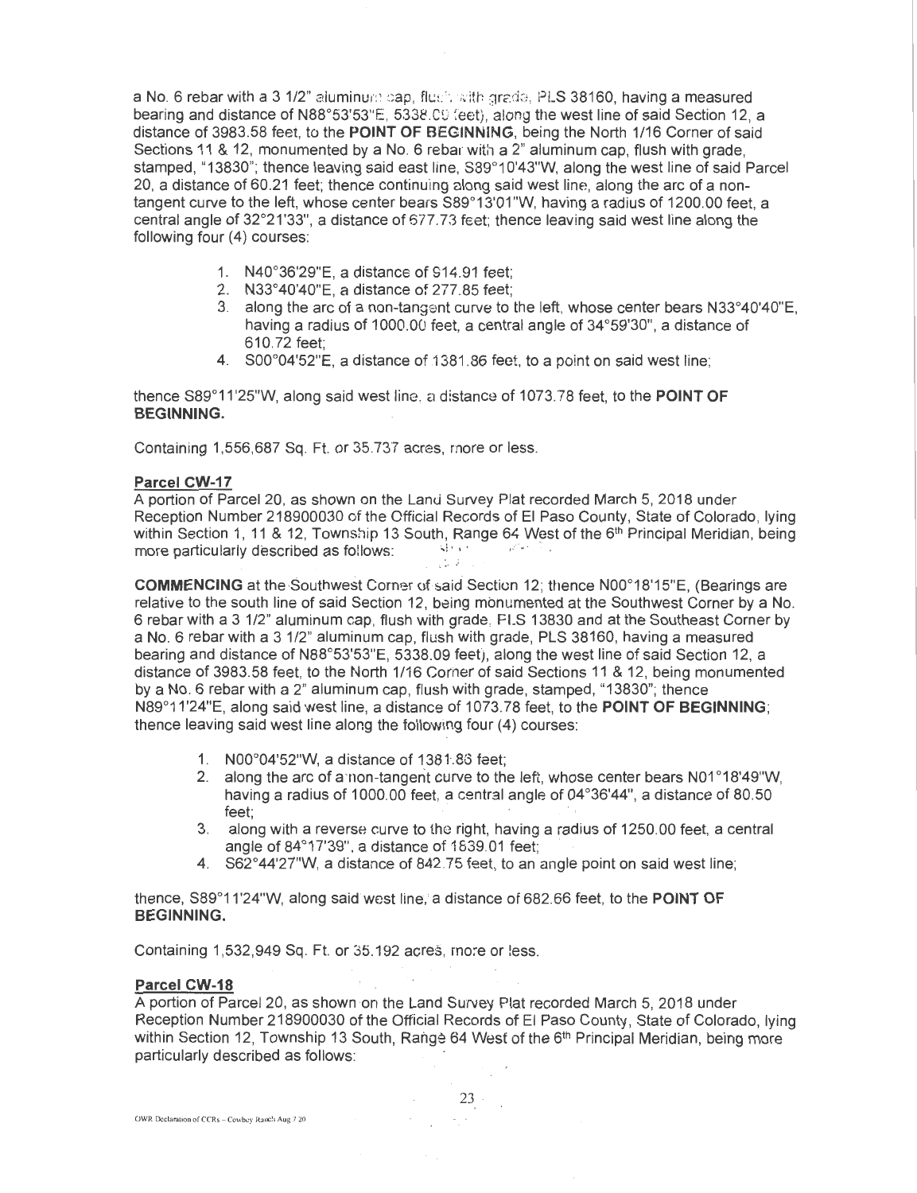a No. 6 rebar with a 3 1/2" aluminum cap, flush with grade, PLS 38160, having a measured bearing and distance of N88°53'53"E, 5338.09 feet), along the west line of said Section 12, a distance of 3983.58 feet, to the **POINT OF BEGINNING**, being the North 1/16 Corner of said Sections 11 & 12, monumented by a No. 6 rebar with a 2" aluminum cap, flush with grade, stamped, "13830"; thence leaving said east line, S89°10'43"W, along the west line of said Parcel 20, a distance of 60.21 feet; thence continuing along said west line, along the arc of a non-tangent curve to the left, whose center bears S89°13'01"W, having a radius of 1200.00 feet, a central angle of 32°21'33", a distance of 677.73 feet; thence leaving said west line along the following four (4) courses:

1. N40°36'29"E, a distance of 914.91 feet;
2. N33°40'40"E, a distance of 277.85 feet;
3. along the arc of a non-tangent curve to the left, whose center bears N33°40'40"E, having a radius of 1000.00 feet, a central angle of 34°59'30", a distance of 610.72 feet;
4. S00°04'52"E, a distance of 1381.86 feet, to a point on said west line;

thence S89°11'25"W, along said west line, a distance of 1073.78 feet, to the **POINT OF BEGINNING.**

Containing 1,556,687 Sq. Ft. or 35.737 acres, more or less.

**Parcel CW-17**

A portion of Parcel 20, as shown on the Land Survey Plat recorded March 5, 2018 under Reception Number 218900030 of the Official Records of El Paso County, State of Colorado, lying within Section 1, 11 & 12, Township 13 South, Range 64 West of the 6th Principal Meridian, being more particularly described as follows:

**COMMENCING** at the Southwest Corner of said Section 12; thence N00°18'15"E, (Bearings are relative to the south line of said Section 12, being monumented at the Southwest Corner by a No. 6 rebar with a 3 1/2" aluminum cap, flush with grade, PLS 13830 and at the Southeast Corner by a No. 6 rebar with a 3 1/2" aluminum cap, flush with grade, PLS 38160, having a measured bearing and distance of N88°53'53"E, 5338.09 feet), along the west line of said Section 12, a distance of 3983.58 feet, to the North 1/16 Corner of said Sections 11 & 12, being monumented by a No. 6 rebar with a 2" aluminum cap, flush with grade, stamped, "13830"; thence N89°11'24"E, along said west line, a distance of 1073.78 feet, to the **POINT OF BEGINNING**; thence leaving said west line along the following four (4) courses:

1. N00°04'52"W, a distance of 1381.86 feet;
2. along the arc of a non-tangent curve to the left, whose center bears N01°18'49"W, having a radius of 1000.00 feet, a central angle of 04°36'44", a distance of 80.50 feet;
3. along with a reverse curve to the right, having a radius of 1250.00 feet, a central angle of 84°17'39", a distance of 1839.01 feet;
4. S62°44'27"W, a distance of 842.75 feet, to an angle point on said west line;

thence, S89°11'24"W, along said west line, a distance of 682.66 feet, to the **POINT OF BEGINNING.**

Containing 1,532,949 Sq. Ft. or 35.192 acres, more or less.

**Parcel CW-18**

A portion of Parcel 20, as shown on the Land Survey Plat recorded March 5, 2018 under Reception Number 218900030 of the Official Records of El Paso County, State of Colorado, lying within Section 12, Township 13 South, Range 64 West of the 6th Principal Meridian, being more particularly described as follows: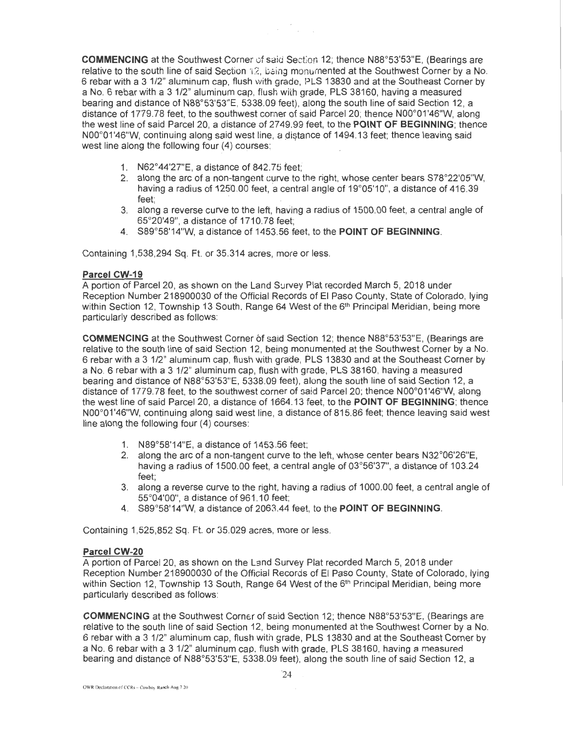**COMMENCING** at the Southwest Corner of said Section 12; thence N88°53'53"E, (Bearings are relative to the south line of said Section 12, being monumented at the Southwest Corner by a No. 6 rebar with a 3 1/2" aluminum cap, flush with grade, PLS 13830 and at the Southeast Corner by a No. 6 rebar with a 3 1/2" aluminum cap, flush with grade, PLS 38160, having a measured bearing and distance of N88°53'53"E, 5338.09 feet), along the south line of said Section 12, a distance of 1779.78 feet, to the southwest corner of said Parcel 20; thence N00°01'46"W, along the west line of said Parcel 20, a distance of 2749.99 feet, to the **POINT OF BEGINNING**; thence N00°01'46"W, continuing along said west line, a distance of 1494.13 feet; thence leaving said west line along the following four (4) courses:

1. N62°44'27"E, a distance of 842.75 feet;
2. along the arc of a non-tangent curve to the right, whose center bears S78°22'05"W, having a radius of 1250.00 feet, a central angle of 19°05'10", a distance of 416.39 feet;
3. along a reverse curve to the left, having a radius of 1500.00 feet, a central angle of 65°20'49", a distance of 1710.78 feet;
4. S89°58'14"W, a distance of 1453.56 feet, to the **POINT OF BEGINNING**.

Containing 1,538,294 Sq. Ft. or 35.314 acres, more or less.

**Parcel CW-19**

A portion of Parcel 20, as shown on the Land Survey Plat recorded March 5, 2018 under Reception Number 218900030 of the Official Records of El Paso County, State of Colorado, lying within Section 12, Township 13 South, Range 64 West of the 6th Principal Meridian, being more particularly described as follows:

**COMMENCING** at the Southwest Corner of said Section 12; thence N88°53'53"E, (Bearings are relative to the south line of said Section 12, being monumented at the Southwest Corner by a No. 6 rebar with a 3 1/2" aluminum cap, flush with grade, PLS 13830 and at the Southeast Corner by a No. 6 rebar with a 3 1/2" aluminum cap, flush with grade, PLS 38160, having a measured bearing and distance of N88°53'53"E, 5338.09 feet), along the south line of said Section 12, a distance of 1779.78 feet, to the southwest corner of said Parcel 20; thence N00°01'46"W, along the west line of said Parcel 20, a distance of 1664.13 feet, to the **POINT OF BEGINNING**; thence N00°01'46"W, continuing along said west line, a distance of 815.86 feet; thence leaving said west line along the following four (4) courses:

1. N89°58'14"E, a distance of 1453.56 feet;
2. along the arc of a non-tangent curve to the left, whose center bears N32°06'26"E, having a radius of 1500.00 feet, a central angle of 03°56'37", a distance of 103.24 feet;
3. along a reverse curve to the right, having a radius of 1000.00 feet, a central angle of 55°04'00", a distance of 961.10 feet;
4. S89°58'14"W, a distance of 2063.44 feet, to the **POINT OF BEGINNING**.

Containing 1,525,852 Sq. Ft. or 35.029 acres, more or less.

**Parcel CW-20**

A portion of Parcel 20, as shown on the Land Survey Plat recorded March 5, 2018 under Reception Number 218900030 of the Official Records of El Paso County, State of Colorado, lying within Section 12, Township 13 South, Range 64 West of the 6th Principal Meridian, being more particularly described as follows:

**COMMENCING** at the Southwest Corner of said Section 12; thence N88°53'53"E, (Bearings are relative to the south line of said Section 12, being monumented at the Southwest Corner by a No. 6 rebar with a 3 1/2" aluminum cap, flush with grade, PLS 13830 and at the Southeast Corner by a No. 6 rebar with a 3 1/2" aluminum cap, flush with grade, PLS 38160, having a measured bearing and distance of N88°53'53"E, 5338.09 feet), along the south line of said Section 12, a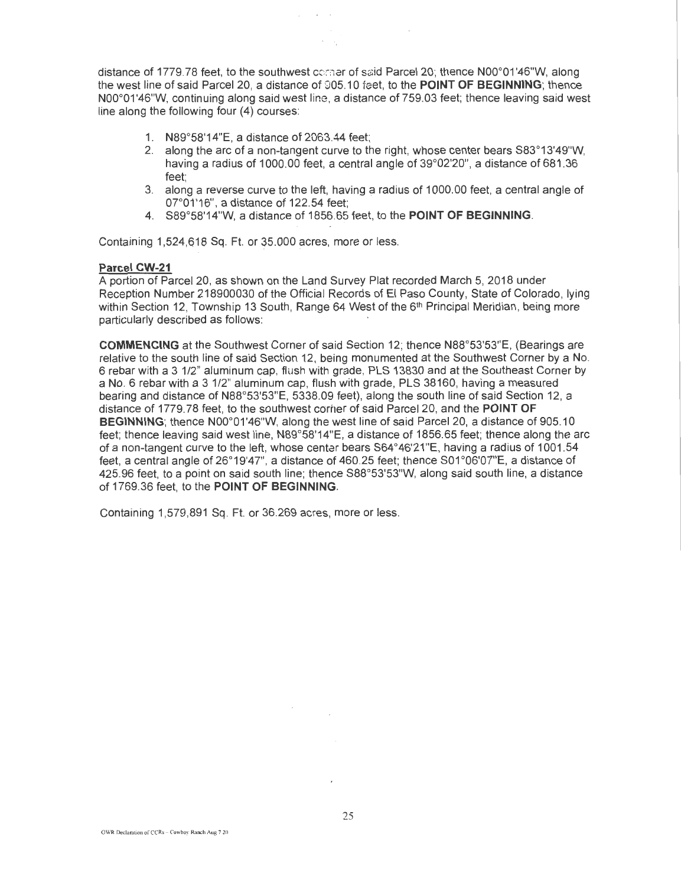distance of 1779.78 feet, to the southwest corner of said Parcel 20; thence N00°01'46"W, along the west line of said Parcel 20, a distance of 905.10 feet, to the **POINT OF BEGINNING**; thence N00°01'46"W, continuing along said west line, a distance of 759.03 feet; thence leaving said west line along the following four (4) courses:

1. N89°58'14"E, a distance of 2063.44 feet;
2. along the arc of a non-tangent curve to the right, whose center bears S83°13'49"W, having a radius of 1000.00 feet, a central angle of 39°02'20", a distance of 681.36 feet;
3. along a reverse curve to the left, having a radius of 1000.00 feet, a central angle of 07°01'16", a distance of 122.54 feet;
4. S89°58'14"W, a distance of 1856.65 feet, to the **POINT OF BEGINNING**.

Containing 1,524,618 Sq. Ft. or 35.000 acres, more or less.

**Parcel CW-21**

A portion of Parcel 20, as shown on the Land Survey Plat recorded March 5, 2018 under Reception Number 218900030 of the Official Records of El Paso County, State of Colorado, lying within Section 12, Township 13 South, Range 64 West of the 6th Principal Meridian, being more particularly described as follows:

**COMMENCING** at the Southwest Corner of said Section 12; thence N88°53'53"E, (Bearings are relative to the south line of said Section 12, being monumented at the Southwest Corner by a No. 6 rebar with a 3 1/2" aluminum cap, flush with grade, PLS 13830 and at the Southeast Corner by a No. 6 rebar with a 3 1/2" aluminum cap, flush with grade, PLS 38160, having a measured bearing and distance of N88°53'53"E, 5338.09 feet), along the south line of said Section 12, a distance of 1779.78 feet, to the southwest corner of said Parcel 20, and the **POINT OF BEGINNING**; thence N00°01'46"W, along the west line of said Parcel 20, a distance of 905.10 feet; thence leaving said west line, N89°58'14"E, a distance of 1856.65 feet; thence along the arc of a non-tangent curve to the left, whose center bears S64°46'21"E, having a radius of 1001.54 feet, a central angle of 26°19'47", a distance of 460.25 feet; thence S01°06'07"E, a distance of 425.96 feet, to a point on said south line; thence S88°53'53"W, along said south line, a distance of 1769.36 feet, to the **POINT OF BEGINNING**.

Containing 1,579,891 Sq. Ft. or 36.269 acres, more or less.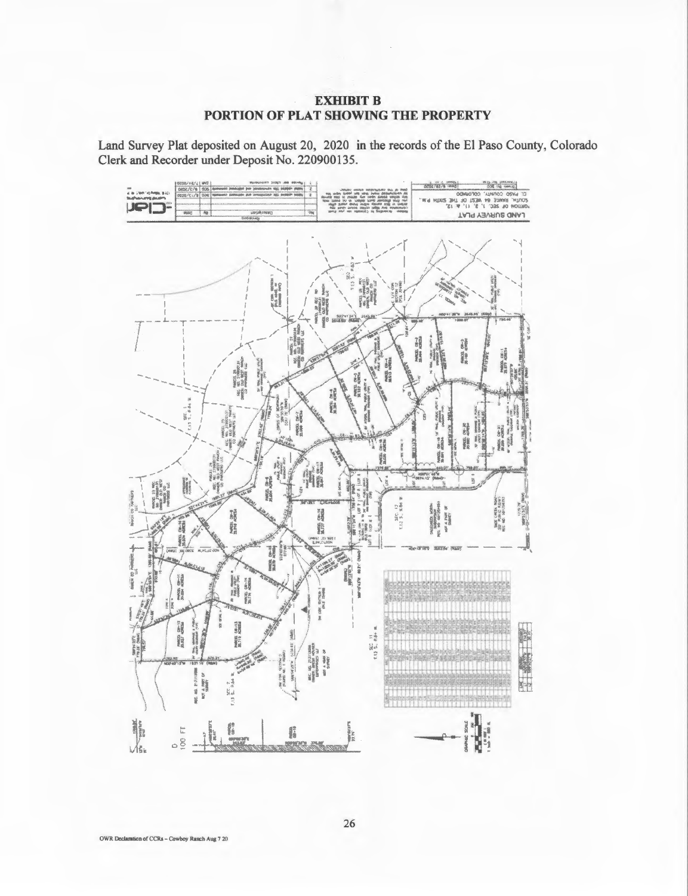# EXHIBIT B
## PORTION OF PLAT SHOWING THE PROPERTY

Land Survey Plat deposited on August 20, 2020 in the records of the El Paso County, Colorado Clerk and Recorder under Deposit No. 220900135.